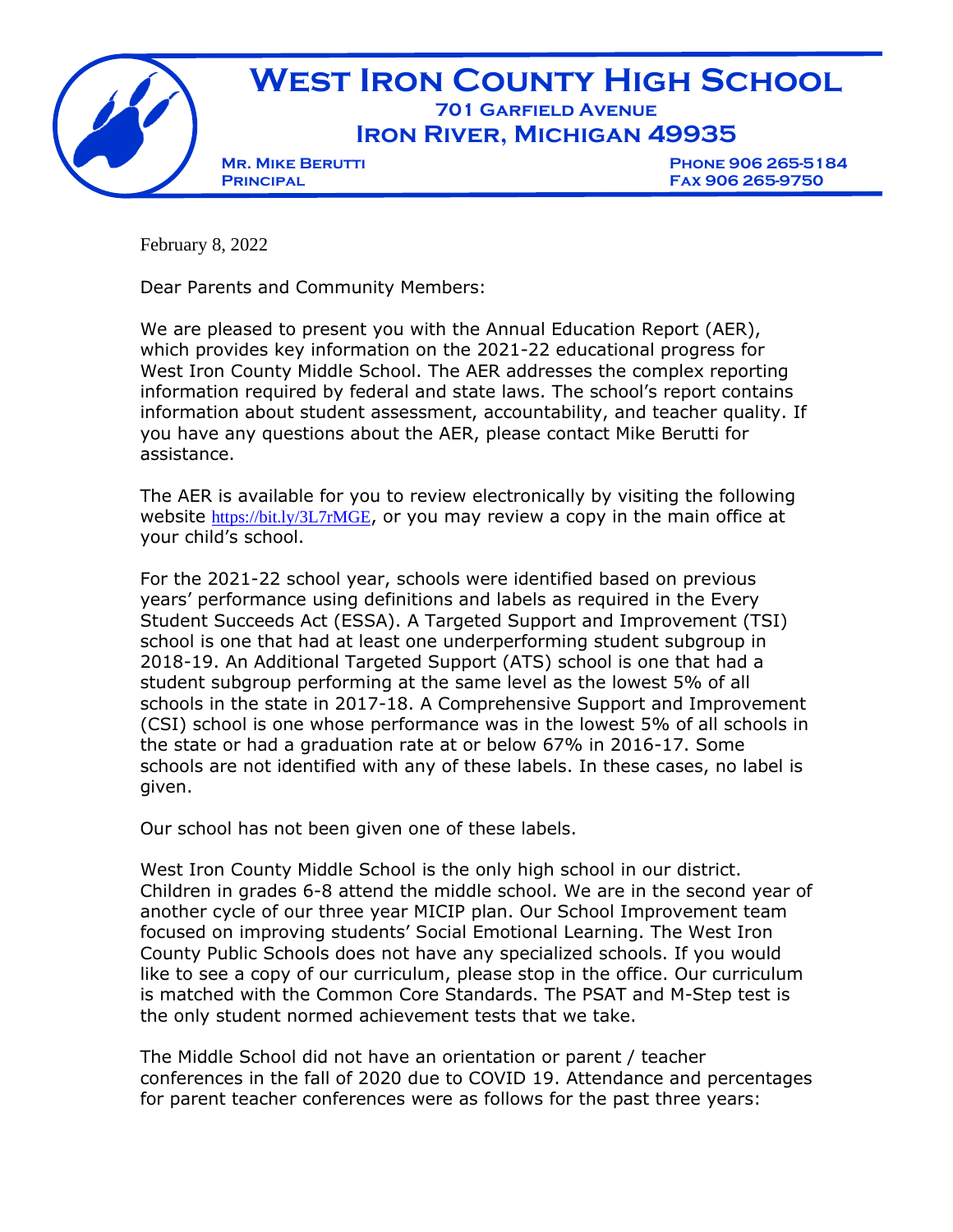# West Iron County High School

**701 Garfield Avenue**
**Iron River, Michigan 49935**

**Mr. Mike Berutti**
**Principal**

**Phone 906 265-5184**
**Fax 906 265-9750**

February 8, 2022

Dear Parents and Community Members:

We are pleased to present you with the Annual Education Report (AER), which provides key information on the 2021-22 educational progress for West Iron County Middle School. The AER addresses the complex reporting information required by federal and state laws. The school's report contains information about student assessment, accountability, and teacher quality. If you have any questions about the AER, please contact Mike Berutti for assistance.

The AER is available for you to review electronically by visiting the following website https://bit.ly/3L7rMGE, or you may review a copy in the main office at your child's school.

For the 2021-22 school year, schools were identified based on previous years' performance using definitions and labels as required in the Every Student Succeeds Act (ESSA). A Targeted Support and Improvement (TSI) school is one that had at least one underperforming student subgroup in 2018-19. An Additional Targeted Support (ATS) school is one that had a student subgroup performing at the same level as the lowest 5% of all schools in the state in 2017-18. A Comprehensive Support and Improvement (CSI) school is one whose performance was in the lowest 5% of all schools in the state or had a graduation rate at or below 67% in 2016-17. Some schools are not identified with any of these labels. In these cases, no label is given.

Our school has not been given one of these labels.

West Iron County Middle School is the only high school in our district. Children in grades 6-8 attend the middle school. We are in the second year of another cycle of our three year MICIP plan. Our School Improvement team focused on improving students' Social Emotional Learning. The West Iron County Public Schools does not have any specialized schools. If you would like to see a copy of our curriculum, please stop in the office. Our curriculum is matched with the Common Core Standards. The PSAT and M-Step test is the only student normed achievement tests that we take.

The Middle School did not have an orientation or parent / teacher conferences in the fall of 2020 due to COVID 19. Attendance and percentages for parent teacher conferences were as follows for the past three years: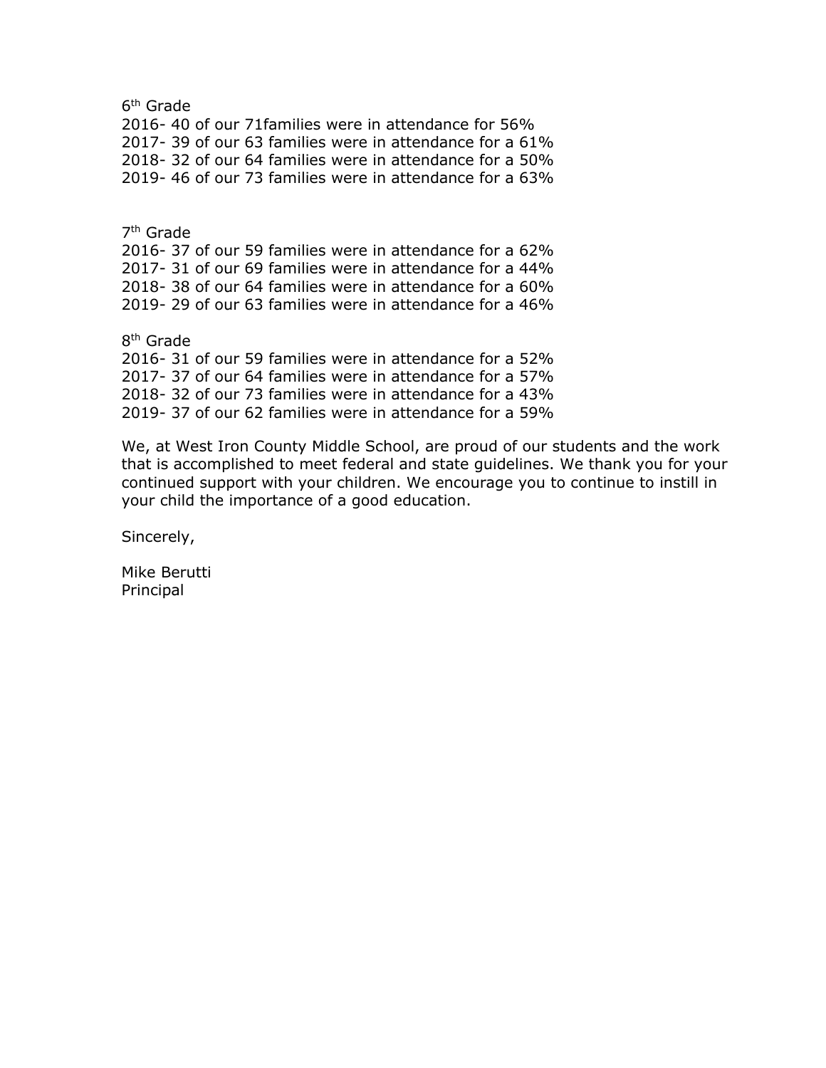6th Grade
2016- 40 of our 71families were in attendance for 56%
2017- 39 of our 63 families were in attendance for a 61%
2018- 32 of our 64 families were in attendance for a 50%
2019- 46 of our 73 families were in attendance for a 63%

7th Grade
2016- 37 of our 59 families were in attendance for a 62%
2017- 31 of our 69 families were in attendance for a 44%
2018- 38 of our 64 families were in attendance for a 60%
2019- 29 of our 63 families were in attendance for a 46%

8th Grade
2016- 31 of our 59 families were in attendance for a 52%
2017- 37 of our 64 families were in attendance for a 57%
2018- 32 of our 73 families were in attendance for a 43%
2019- 37 of our 62 families were in attendance for a 59%

We, at West Iron County Middle School, are proud of our students and the work that is accomplished to meet federal and state guidelines. We thank you for your continued support with your children. We encourage you to continue to instill in your child the importance of a good education.

Sincerely,

Mike Berutti
Principal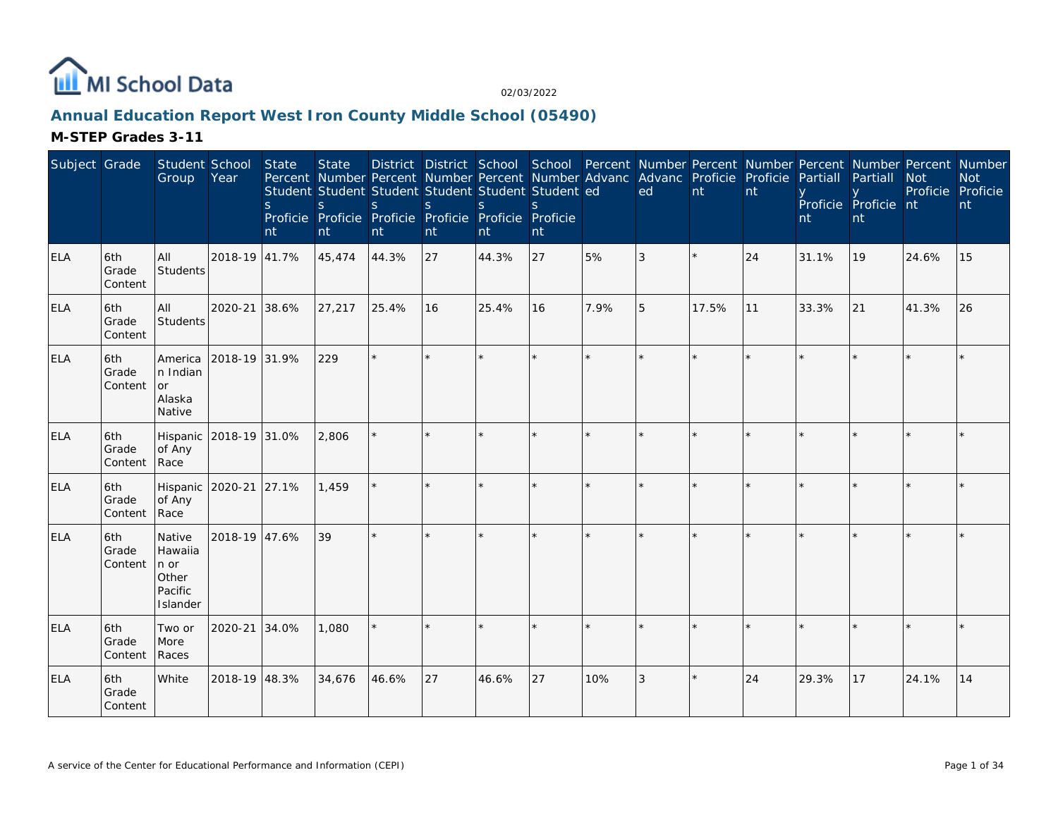MI School Data

02/03/2022

## Annual Education Report West Iron County Middle School (05490)

### M-STEP Grades 3-11

| Subject | Grade | Student Group | School Year | State Percent Students Proficient | State Number Students Proficient | District Percent Students Proficient | District Number Students Proficient | School Percent Students Proficient | School Number Students Proficient | Percent Advanced | Number Advanced | Percent Proficient | Number Proficient | Percent Partially Proficient | Number Partially Proficient | Percent Not Proficient | Number Not Proficient |
|---|---|---|---|---|---|---|---|---|---|---|---|---|---|---|---|---|---|
| ELA | 6th Grade Content | All Students | 2018-19 | 41.7% | 45,474 | 44.3% | 27 | 44.3% | 27 | 5% | 3 | * | 24 | 31.1% | 19 | 24.6% | 15 |
| ELA | 6th Grade Content | All Students | 2020-21 | 38.6% | 27,217 | 25.4% | 16 | 25.4% | 16 | 7.9% | 5 | 17.5% | 11 | 33.3% | 21 | 41.3% | 26 |
| ELA | 6th Grade Content | American Indian or Alaska Native | 2018-19 | 31.9% | 229 | * | * | * | * | * | * | * | * | * | * | * | * |
| ELA | 6th Grade Content | Hispanic of Any Race | 2018-19 | 31.0% | 2,806 | * | * | * | * | * | * | * | * | * | * | * | * |
| ELA | 6th Grade Content | Hispanic of Any Race | 2020-21 | 27.1% | 1,459 | * | * | * | * | * | * | * | * | * | * | * | * |
| ELA | 6th Grade Content | Native Hawaiian or Other Pacific Islander | 2018-19 | 47.6% | 39 | * | * | * | * | * | * | * | * | * | * | * | * |
| ELA | 6th Grade Content | Two or More Races | 2020-21 | 34.0% | 1,080 | * | * | * | * | * | * | * | * | * | * | * | * |
| ELA | 6th Grade Content | White | 2018-19 | 48.3% | 34,676 | 46.6% | 27 | 46.6% | 27 | 10% | 3 | * | 24 | 29.3% | 17 | 24.1% | 14 |

A service of the Center for Educational Performance and Information (CEPI)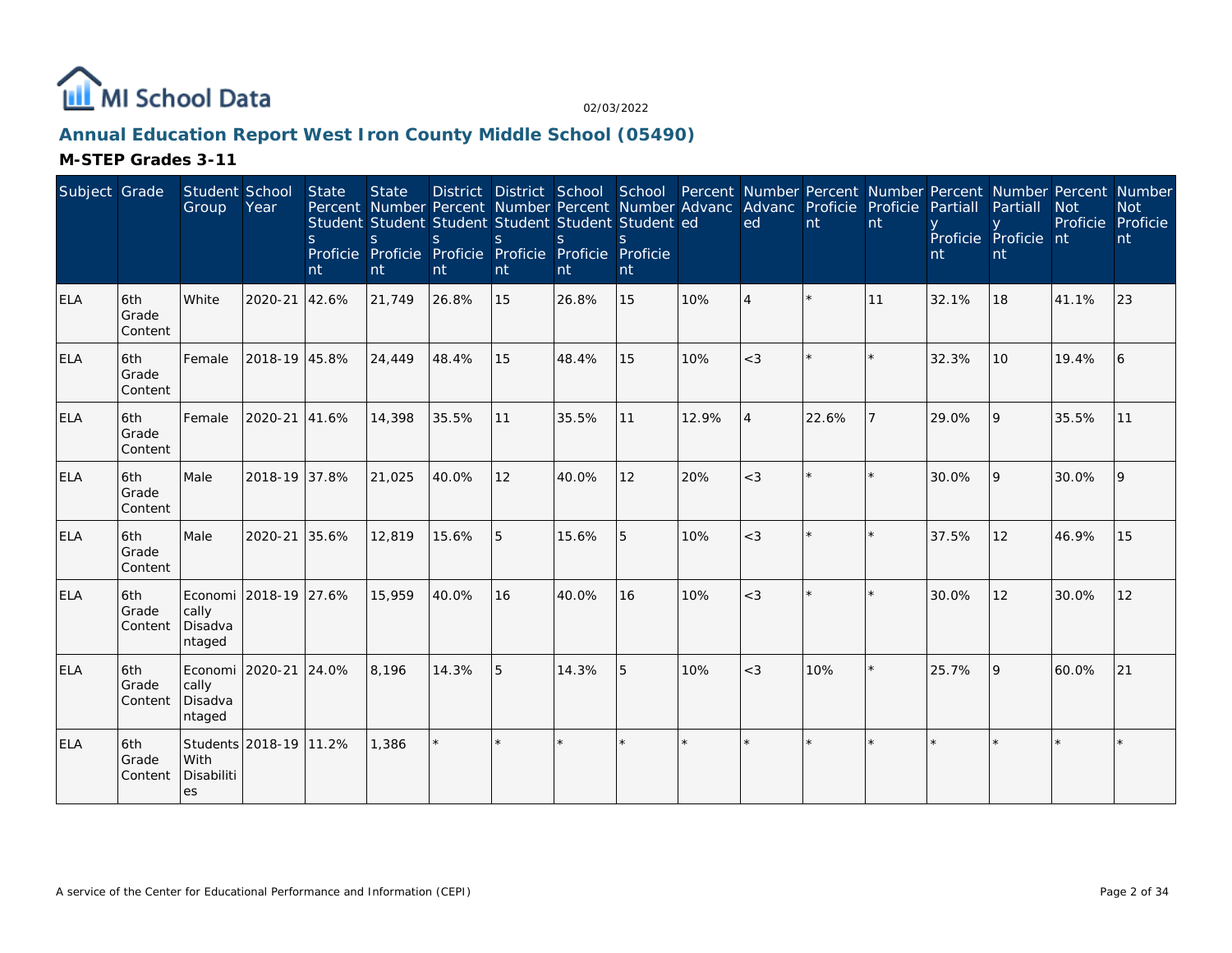MI School Data

02/03/2022

## Annual Education Report West Iron County Middle School (05490)

### M-STEP Grades 3-11

| Subject | Grade | Student Group | School Year | State Percent Students Proficient | State Number Students Proficient | District Percent Students Proficient | District Number Students Proficient | School Percent Students Proficient | School Number Students Proficient | Percent Advanced | Number Advanced | Percent Proficient | Number Proficient | Percent Partially Proficient | Number Partially Proficient | Percent Not Proficient | Number Not Proficient |
|---|---|---|---|---|---|---|---|---|---|---|---|---|---|---|---|---|---|
| ELA | 6th Grade Content | White | 2020-21 | 42.6% | 21,749 | 26.8% | 15 | 26.8% | 15 | 10% | 4 | * | 11 | 32.1% | 18 | 41.1% | 23 |
| ELA | 6th Grade Content | Female | 2018-19 | 45.8% | 24,449 | 48.4% | 15 | 48.4% | 15 | 10% | <3 | * | * | 32.3% | 10 | 19.4% | 6 |
| ELA | 6th Grade Content | Female | 2020-21 | 41.6% | 14,398 | 35.5% | 11 | 35.5% | 11 | 12.9% | 4 | 22.6% | 7 | 29.0% | 9 | 35.5% | 11 |
| ELA | 6th Grade Content | Male | 2018-19 | 37.8% | 21,025 | 40.0% | 12 | 40.0% | 12 | 20% | <3 | * | * | 30.0% | 9 | 30.0% | 9 |
| ELA | 6th Grade Content | Male | 2020-21 | 35.6% | 12,819 | 15.6% | 5 | 15.6% | 5 | 10% | <3 | * | * | 37.5% | 12 | 46.9% | 15 |
| ELA | 6th Grade Content | Economically Disadvantaged | 2018-19 | 27.6% | 15,959 | 40.0% | 16 | 40.0% | 16 | 10% | <3 | * | * | 30.0% | 12 | 30.0% | 12 |
| ELA | 6th Grade Content | Economically Disadvantaged | 2020-21 | 24.0% | 8,196 | 14.3% | 5 | 14.3% | 5 | 10% | <3 | 10% | * | 25.7% | 9 | 60.0% | 21 |
| ELA | 6th Grade Content | Students With Disabilities | 2018-19 | 11.2% | 1,386 | * | * | * | * | * | * | * | * | * | * | * | * |

A service of the Center for Educational Performance and Information (CEPI)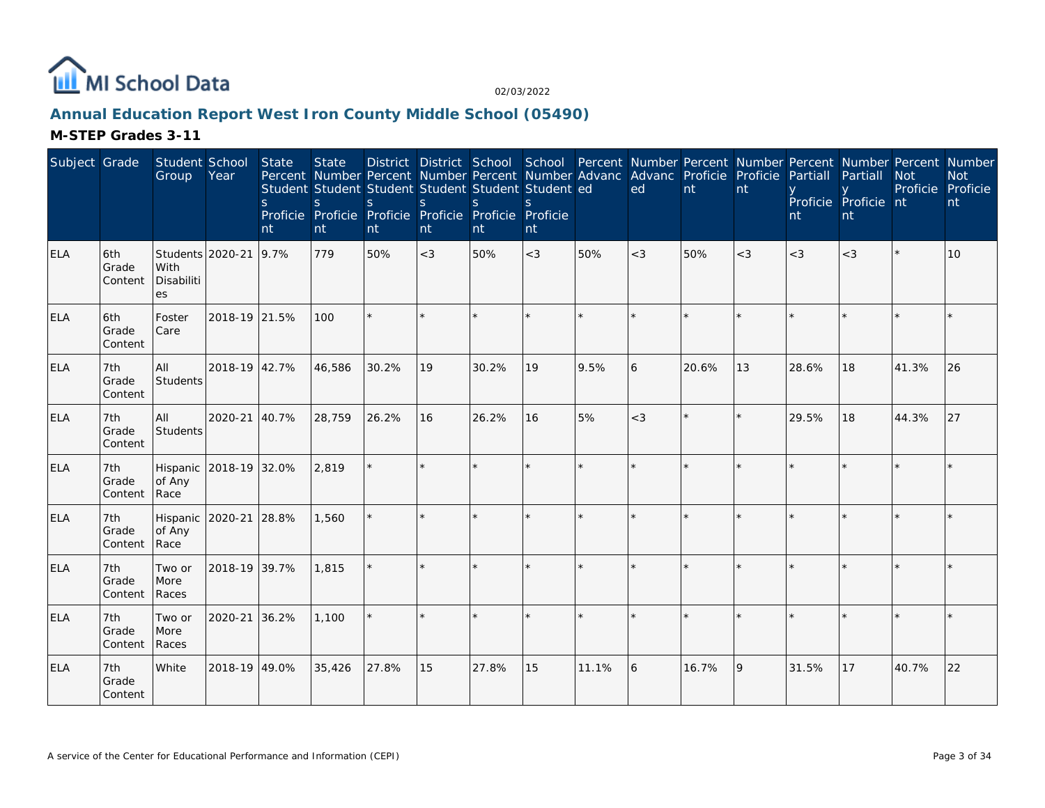MI School Data

02/03/2022

## Annual Education Report West Iron County Middle School (05490)

### M-STEP Grades 3-11

| Subject | Grade | Student Group | School Year | State Percent Students Proficient | State Number Students Proficient | District Percent Students Proficient | District Number Students Proficient | School Percent Students Proficient | School Number Students Proficient | Percent Advanced | Number Advanced | Percent Proficient | Number Proficient | Percent Partially Proficient | Number Partially Proficient | Percent Not Proficient | Number Not Proficient |
|---|---|---|---|---|---|---|---|---|---|---|---|---|---|---|---|---|---|
| ELA | 6th Grade Content | Students With Disabilities | 2020-21 | 9.7% | 779 | 50% | <3 | 50% | <3 | 50% | <3 | 50% | <3 | <3 | <3 | * | 10 |
| ELA | 6th Grade Content | Foster Care | 2018-19 | 21.5% | 100 | * | * | * | * | * | * | * | * | * | * | * | * |
| ELA | 7th Grade Content | All Students | 2018-19 | 42.7% | 46,586 | 30.2% | 19 | 30.2% | 19 | 9.5% | 6 | 20.6% | 13 | 28.6% | 18 | 41.3% | 26 |
| ELA | 7th Grade Content | All Students | 2020-21 | 40.7% | 28,759 | 26.2% | 16 | 26.2% | 16 | 5% | <3 | * | * | 29.5% | 18 | 44.3% | 27 |
| ELA | 7th Grade Content | Hispanic of Any Race | 2018-19 | 32.0% | 2,819 | * | * | * | * | * | * | * | * | * | * | * | * |
| ELA | 7th Grade Content | Hispanic of Any Race | 2020-21 | 28.8% | 1,560 | * | * | * | * | * | * | * | * | * | * | * | * |
| ELA | 7th Grade Content | Two or More Races | 2018-19 | 39.7% | 1,815 | * | * | * | * | * | * | * | * | * | * | * | * |
| ELA | 7th Grade Content | Two or More Races | 2020-21 | 36.2% | 1,100 | * | * | * | * | * | * | * | * | * | * | * | * |
| ELA | 7th Grade Content | White | 2018-19 | 49.0% | 35,426 | 27.8% | 15 | 27.8% | 15 | 11.1% | 6 | 16.7% | 9 | 31.5% | 17 | 40.7% | 22 |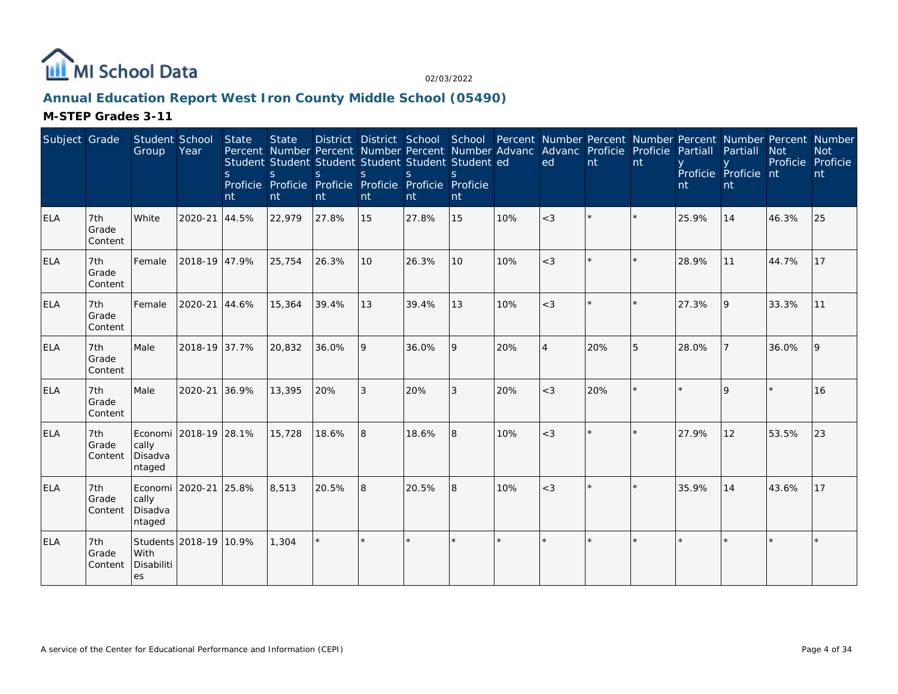MI School Data

02/03/2022

## Annual Education Report West Iron County Middle School (05490)

### M-STEP Grades 3-11

| Subject | Grade | Student Group | School Year | State Percent Students Proficient | State Number Students Proficient | District Percent Students Proficient | District Number Students Proficient | School Percent Students Proficient | School Number Students Proficient | Percent Advanced | Number Advanced | Percent Proficient | Number Proficient | Percent Partially Proficient | Number Partially Proficient | Percent Not Proficient | Number Not Proficient |
|---|---|---|---|---|---|---|---|---|---|---|---|---|---|---|---|---|---|
| ELA | 7th Grade Content | White | 2020-21 | 44.5% | 22,979 | 27.8% | 15 | 27.8% | 15 | 10% | <3 | * | * | 25.9% | 14 | 46.3% | 25 |
| ELA | 7th Grade Content | Female | 2018-19 | 47.9% | 25,754 | 26.3% | 10 | 26.3% | 10 | 10% | <3 | * | * | 28.9% | 11 | 44.7% | 17 |
| ELA | 7th Grade Content | Female | 2020-21 | 44.6% | 15,364 | 39.4% | 13 | 39.4% | 13 | 10% | <3 | * | * | 27.3% | 9 | 33.3% | 11 |
| ELA | 7th Grade Content | Male | 2018-19 | 37.7% | 20,832 | 36.0% | 9 | 36.0% | 9 | 20% | 4 | 20% | 5 | 28.0% | 7 | 36.0% | 9 |
| ELA | 7th Grade Content | Male | 2020-21 | 36.9% | 13,395 | 20% | 3 | 20% | 3 | 20% | <3 | 20% | * | * | 9 | * | 16 |
| ELA | 7th Grade Content | Economically Disadvantaged | 2018-19 | 28.1% | 15,728 | 18.6% | 8 | 18.6% | 8 | 10% | <3 | * | * | 27.9% | 12 | 53.5% | 23 |
| ELA | 7th Grade Content | Economically Disadvantaged | 2020-21 | 25.8% | 8,513 | 20.5% | 8 | 20.5% | 8 | 10% | <3 | * | * | 35.9% | 14 | 43.6% | 17 |
| ELA | 7th Grade Content | Students With Disabilities | 2018-19 | 10.9% | 1,304 | * | * | * | * | * | * | * | * | * | * | * | * |

A service of the Center for Educational Performance and Information (CEPI)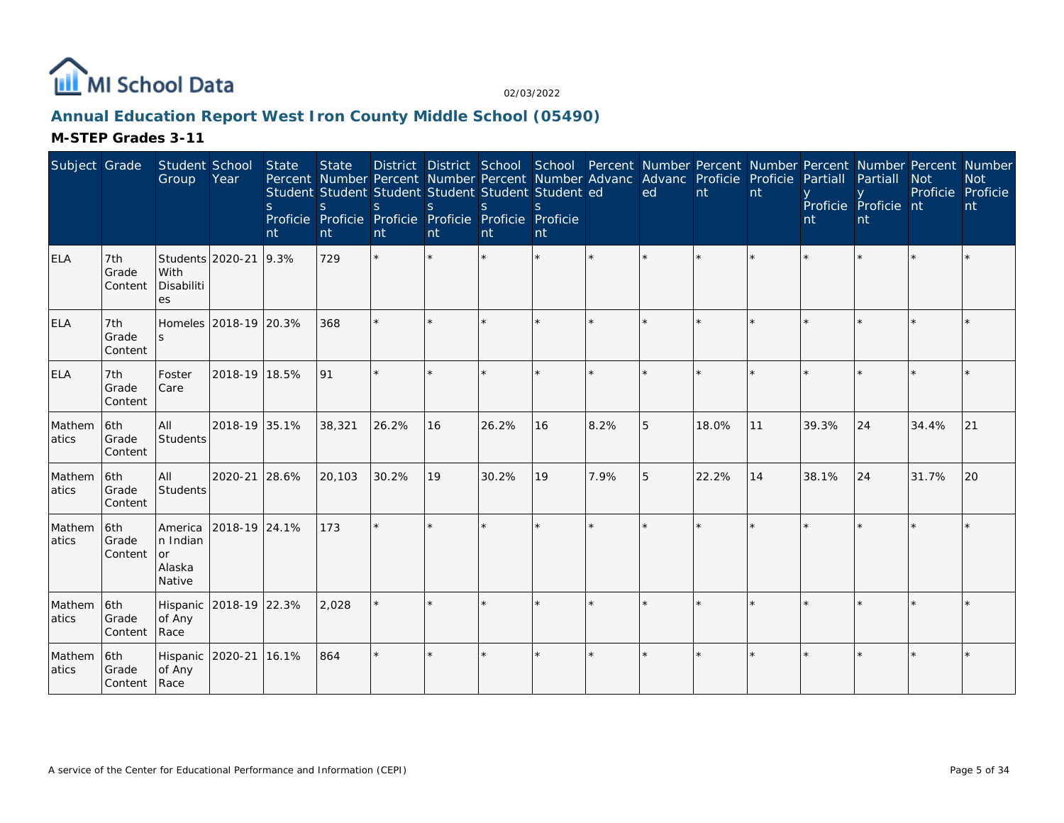# Annual Education Report West Iron County Middle School (05490)

## M-STEP Grades 3-11

| Subject | Grade | Student Group | School Year | State Percent Students Proficient | State Number Students Proficient | District Percent Students Proficient | District Number Students Proficient | School Percent Students Proficient | School Number Students Proficient | Percent Advanced | Number Advanced | Percent Proficient | Number Proficient | Percent Partially Proficient | Number Partially Proficient | Percent Not Proficient | Number Not Proficient |
|---|---|---|---|---|---|---|---|---|---|---|---|---|---|---|---|---|---|
| ELA | 7th Grade Content | Students With Disabilities | 2020-21 | 9.3% | 729 | * | * | * | * | * | * | * | * | * | * | * | * |
| ELA | 7th Grade Content | Homeless | 2018-19 | 20.3% | 368 | * | * | * | * | * | * | * | * | * | * | * | * |
| ELA | 7th Grade Content | Foster Care | 2018-19 | 18.5% | 91 | * | * | * | * | * | * | * | * | * | * | * | * |
| Mathematics | 6th Grade Content | All Students | 2018-19 | 35.1% | 38,321 | 26.2% | 16 | 26.2% | 16 | 8.2% | 5 | 18.0% | 11 | 39.3% | 24 | 34.4% | 21 |
| Mathematics | 6th Grade Content | All Students | 2020-21 | 28.6% | 20,103 | 30.2% | 19 | 30.2% | 19 | 7.9% | 5 | 22.2% | 14 | 38.1% | 24 | 31.7% | 20 |
| Mathematics | 6th Grade Content | American Indian or Alaska Native | 2018-19 | 24.1% | 173 | * | * | * | * | * | * | * | * | * | * | * | * |
| Mathematics | 6th Grade Content | Hispanic of Any Race | 2018-19 | 22.3% | 2,028 | * | * | * | * | * | * | * | * | * | * | * | * |
| Mathematics | 6th Grade Content | Hispanic of Any Race | 2020-21 | 16.1% | 864 | * | * | * | * | * | * | * | * | * | * | * | * |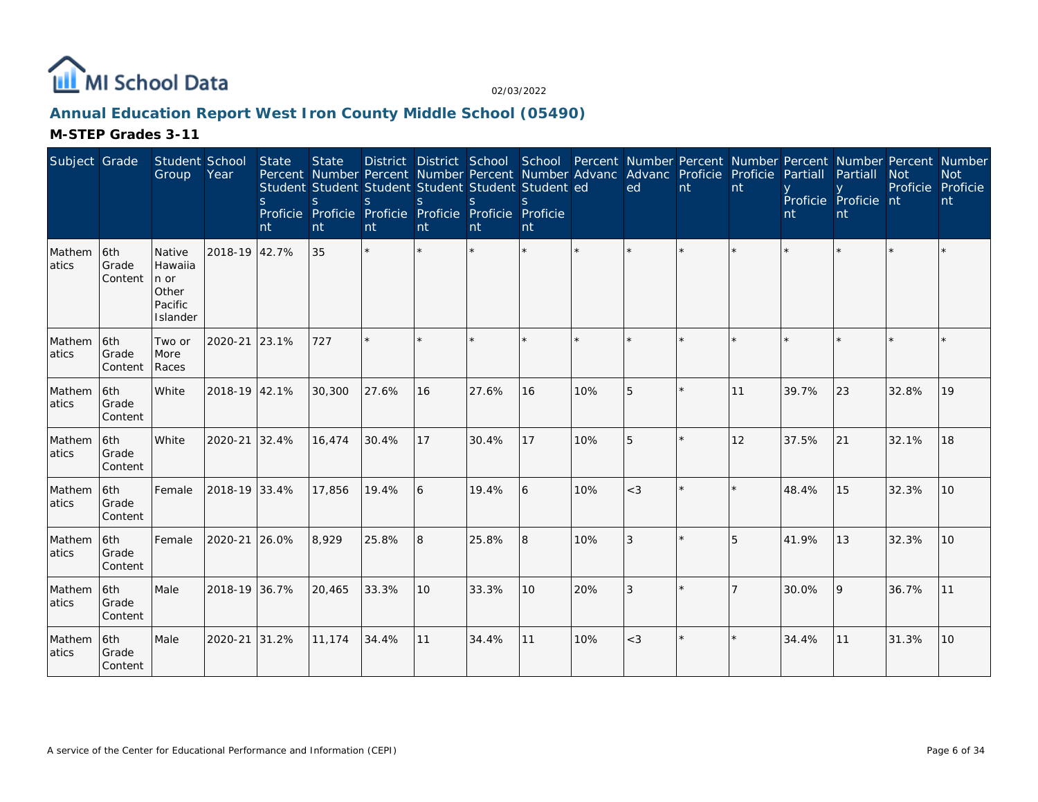# Annual Education Report West Iron County Middle School (05490)

## M-STEP Grades 3-11

| Subject | Grade | Student Group | School Year | State Percent Students Proficient | State Number Students Proficient | District Percent Students Proficient | District Number Students Proficient | School Percent Students Proficient | School Number Students Proficient | Percent Advanced | Number Advanced | Percent Proficient | Number Proficient | Percent Partially Proficient | Number Partially Proficient | Percent Not Proficient | Number Not Proficient |
|---|---|---|---|---|---|---|---|---|---|---|---|---|---|---|---|---|---|
| Mathematics | 6th Grade Content | Native Hawaiian or Other Pacific Islander | 2018-19 | 42.7% | 35 | * | * | * | * | * | * | * | * | * | * | * | * |
| Mathematics | 6th Grade Content | Two or More Races | 2020-21 | 23.1% | 727 | * | * | * | * | * | * | * | * | * | * | * | * |
| Mathematics | 6th Grade Content | White | 2018-19 | 42.1% | 30,300 | 27.6% | 16 | 27.6% | 16 | 10% | 5 | * | 11 | 39.7% | 23 | 32.8% | 19 |
| Mathematics | 6th Grade Content | White | 2020-21 | 32.4% | 16,474 | 30.4% | 17 | 30.4% | 17 | 10% | 5 | * | 12 | 37.5% | 21 | 32.1% | 18 |
| Mathematics | 6th Grade Content | Female | 2018-19 | 33.4% | 17,856 | 19.4% | 6 | 19.4% | 6 | 10% | <3 | * | * | 48.4% | 15 | 32.3% | 10 |
| Mathematics | 6th Grade Content | Female | 2020-21 | 26.0% | 8,929 | 25.8% | 8 | 25.8% | 8 | 10% | 3 | * | 5 | 41.9% | 13 | 32.3% | 10 |
| Mathematics | 6th Grade Content | Male | 2018-19 | 36.7% | 20,465 | 33.3% | 10 | 33.3% | 10 | 20% | 3 | * | 7 | 30.0% | 9 | 36.7% | 11 |
| Mathematics | 6th Grade Content | Male | 2020-21 | 31.2% | 11,174 | 34.4% | 11 | 34.4% | 11 | 10% | <3 | * | * | 34.4% | 11 | 31.3% | 10 |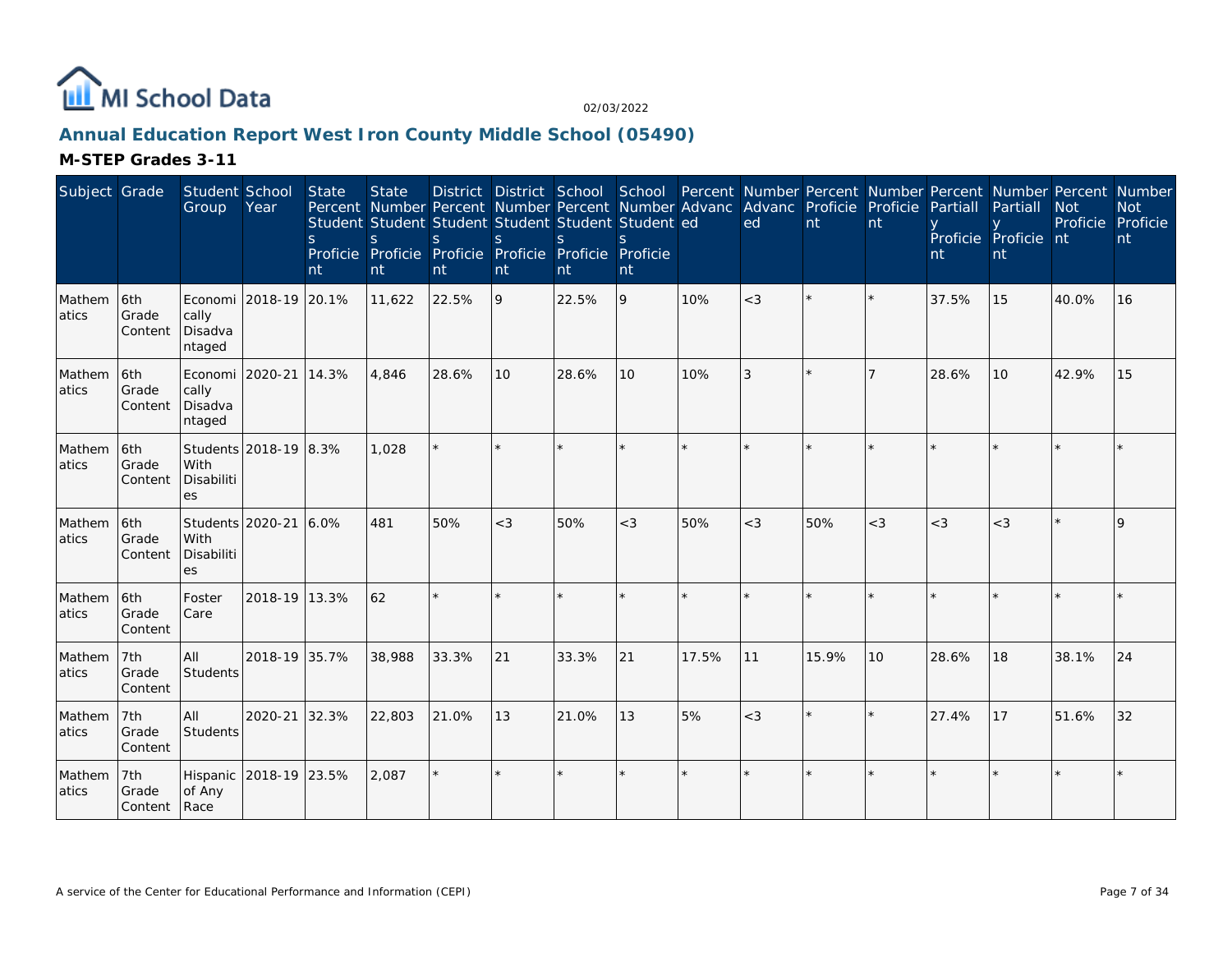MI School Data

02/03/2022

## Annual Education Report West Iron County Middle School (05490)

### M-STEP Grades 3-11

| Subject | Grade | Student Group | School Year | State Percent Students Proficient | State Number Students Proficient | District Percent Students Proficient | District Number Students Proficient | School Percent Students Proficient | School Number Students Proficient | Percent Advanced | Number Advanced | Percent Proficient | Number Proficient | Percent Partially Proficient | Number Partially Proficient | Percent Not Proficient | Number Not Proficient |
|---|---|---|---|---|---|---|---|---|---|---|---|---|---|---|---|---|---|
| Mathematics | 6th Grade Content | Economically Disadvantaged | 2018-19 | 20.1% | 11,622 | 22.5% | 9 | 22.5% | 9 | 10% | <3 | * | * | 37.5% | 15 | 40.0% | 16 |
| Mathematics | 6th Grade Content | Economically Disadvantaged | 2020-21 | 14.3% | 4,846 | 28.6% | 10 | 28.6% | 10 | 10% | 3 | * | 7 | 28.6% | 10 | 42.9% | 15 |
| Mathematics | 6th Grade Content | Students With Disabilities | 2018-19 | 8.3% | 1,028 | * | * | * | * | * | * | * | * | * | * | * | * |
| Mathematics | 6th Grade Content | Students With Disabilities | 2020-21 | 6.0% | 481 | 50% | <3 | 50% | <3 | 50% | <3 | 50% | <3 | <3 | <3 | * | 9 |
| Mathematics | 6th Grade Content | Foster Care | 2018-19 | 13.3% | 62 | * | * | * | * | * | * | * | * | * | * | * | * |
| Mathematics | 7th Grade Content | All Students | 2018-19 | 35.7% | 38,988 | 33.3% | 21 | 33.3% | 21 | 17.5% | 11 | 15.9% | 10 | 28.6% | 18 | 38.1% | 24 |
| Mathematics | 7th Grade Content | All Students | 2020-21 | 32.3% | 22,803 | 21.0% | 13 | 21.0% | 13 | 5% | <3 | * | * | 27.4% | 17 | 51.6% | 32 |
| Mathematics | 7th Grade Content | Hispanic of Any Race | 2018-19 | 23.5% | 2,087 | * | * | * | * | * | * | * | * | * | * | * | * |

A service of the Center for Educational Performance and Information (CEPI)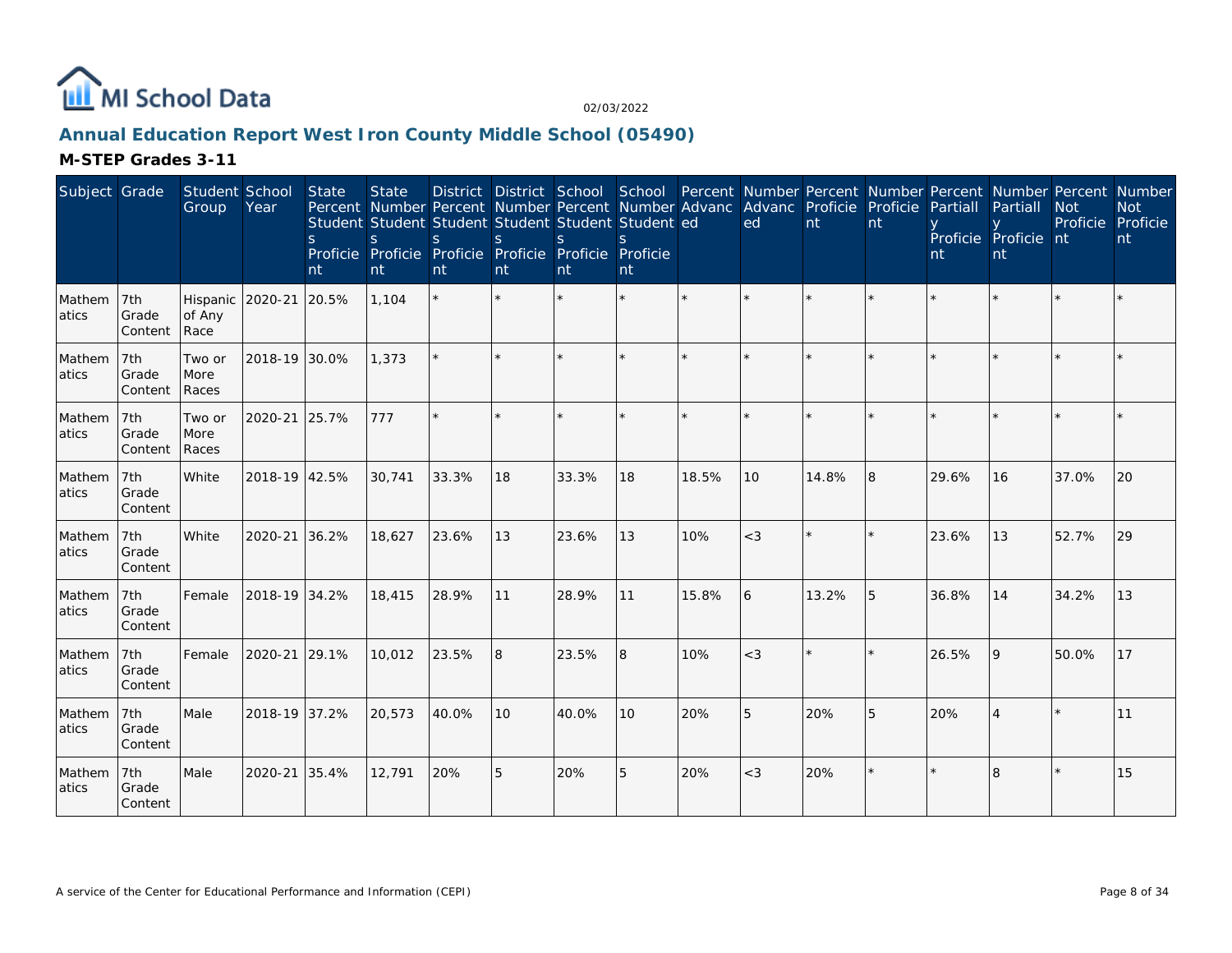## Annual Education Report West Iron County Middle School (05490)

### M-STEP Grades 3-11

| Subject | Grade | Student Group | School Year | State Percent Students Proficient | State Number Students Proficient | District Percent Students Proficient | District Number Students Proficient | School Percent Students Proficient | School Number Students Proficient | Percent Advanced | Number Advanced | Percent Proficient | Number Proficient | Percent Partially Proficient | Number Partially Proficient | Percent Not Proficient | Number Not Proficient |
|---|---|---|---|---|---|---|---|---|---|---|---|---|---|---|---|---|---|
| Mathematics | 7th Grade Content | Hispanic of Any Race | 2020-21 | 20.5% | 1,104 | * | * | * | * | * | * | * | * | * | * | * | * |
| Mathematics | 7th Grade Content | Two or More Races | 2018-19 | 30.0% | 1,373 | * | * | * | * | * | * | * | * | * | * | * | * |
| Mathematics | 7th Grade Content | Two or More Races | 2020-21 | 25.7% | 777 | * | * | * | * | * | * | * | * | * | * | * | * |
| Mathematics | 7th Grade Content | White | 2018-19 | 42.5% | 30,741 | 33.3% | 18 | 33.3% | 18 | 18.5% | 10 | 14.8% | 8 | 29.6% | 16 | 37.0% | 20 |
| Mathematics | 7th Grade Content | White | 2020-21 | 36.2% | 18,627 | 23.6% | 13 | 23.6% | 13 | 10% | <3 | * | * | 23.6% | 13 | 52.7% | 29 |
| Mathematics | 7th Grade Content | Female | 2018-19 | 34.2% | 18,415 | 28.9% | 11 | 28.9% | 11 | 15.8% | 6 | 13.2% | 5 | 36.8% | 14 | 34.2% | 13 |
| Mathematics | 7th Grade Content | Female | 2020-21 | 29.1% | 10,012 | 23.5% | 8 | 23.5% | 8 | 10% | <3 | * | * | 26.5% | 9 | 50.0% | 17 |
| Mathematics | 7th Grade Content | Male | 2018-19 | 37.2% | 20,573 | 40.0% | 10 | 40.0% | 10 | 20% | 5 | 20% | 5 | 20% | 4 | * | 11 |
| Mathematics | 7th Grade Content | Male | 2020-21 | 35.4% | 12,791 | 20% | 5 | 20% | 5 | 20% | <3 | 20% | * | * | 8 | * | 15 |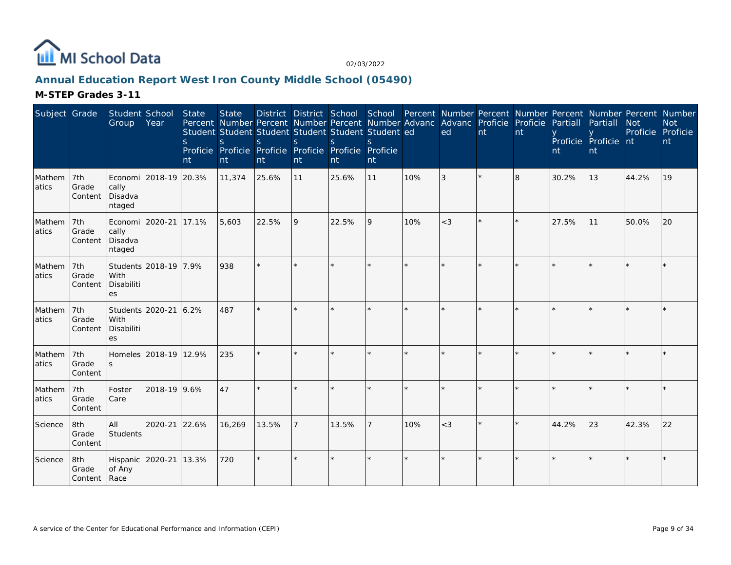# Annual Education Report West Iron County Middle School (05490)

## M-STEP Grades 3-11

| Subject | Grade | Student Group | School Year | State Percent Students Proficient | State Number Students Proficient | District Percent Students Proficient | District Number Students Proficient | School Percent Students Proficient | School Number Students Proficient | Percent Advanced | Number Advanced | Percent Proficient | Number Proficient | Percent Partially Proficient | Number Partially Proficient | Percent Not Proficient | Number Not Proficient |
|---|---|---|---|---|---|---|---|---|---|---|---|---|---|---|---|---|---|
| Mathematics | 7th Grade Content | Economically Disadvantaged | 2018-19 | 20.3% | 11,374 | 25.6% | 11 | 25.6% | 11 | 10% | 3 | * | 8 | 30.2% | 13 | 44.2% | 19 |
| Mathematics | 7th Grade Content | Economically Disadvantaged | 2020-21 | 17.1% | 5,603 | 22.5% | 9 | 22.5% | 9 | 10% | <3 | * | * | 27.5% | 11 | 50.0% | 20 |
| Mathematics | 7th Grade Content | Students With Disabilities | 2018-19 | 7.9% | 938 | * | * | * | * | * | * | * | * | * | * | * | * |
| Mathematics | 7th Grade Content | Students With Disabilities | 2020-21 | 6.2% | 487 | * | * | * | * | * | * | * | * | * | * | * | * |
| Mathematics | 7th Grade Content | Homeless | 2018-19 | 12.9% | 235 | * | * | * | * | * | * | * | * | * | * | * | * |
| Mathematics | 7th Grade Content | Foster Care | 2018-19 | 9.6% | 47 | * | * | * | * | * | * | * | * | * | * | * | * |
| Science | 8th Grade Content | All Students | 2020-21 | 22.6% | 16,269 | 13.5% | 7 | 13.5% | 7 | 10% | <3 | * | * | 44.2% | 23 | 42.3% | 22 |
| Science | 8th Grade Content | Hispanic of Any Race | 2020-21 | 13.3% | 720 | * | * | * | * | * | * | * | * | * | * | * | * |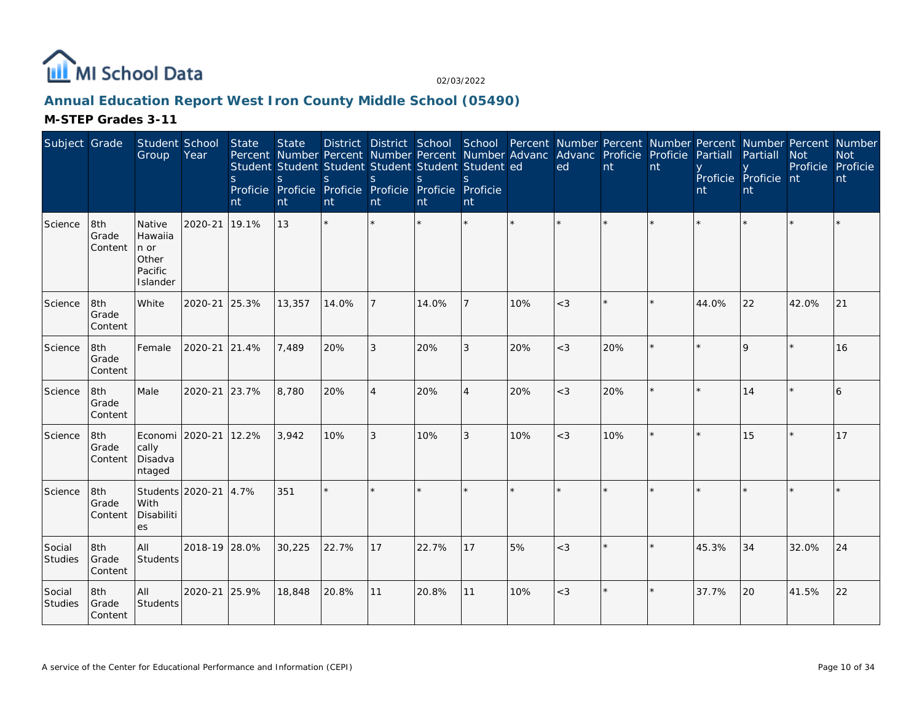# Annual Education Report West Iron County Middle School (05490)

## M-STEP Grades 3-11

| Subject | Grade | Student Group | School Year | State Percent Students Proficient | State Number Students Proficient | District Percent Students Proficient | District Number Students Proficient | School Percent Students Proficient | School Number Students Proficient | Percent Advanced | Number Advanced | Percent Proficient | Number Proficient | Percent Partially Proficient | Number Partially Proficient | Percent Not Proficient | Number Not Proficient |
|---|---|---|---|---|---|---|---|---|---|---|---|---|---|---|---|---|---|
| Science | 8th Grade Content | Native Hawaiian or Other Pacific Islander | 2020-21 | 19.1% | 13 | * | * | * | * | * | * | * | * | * | * | * | * |
| Science | 8th Grade Content | White | 2020-21 | 25.3% | 13,357 | 14.0% | 7 | 14.0% | 7 | 10% | <3 | * | * | 44.0% | 22 | 42.0% | 21 |
| Science | 8th Grade Content | Female | 2020-21 | 21.4% | 7,489 | 20% | 3 | 20% | 3 | 20% | <3 | 20% | * | * | 9 | * | 16 |
| Science | 8th Grade Content | Male | 2020-21 | 23.7% | 8,780 | 20% | 4 | 20% | 4 | 20% | <3 | 20% | * | * | 14 | * | 6 |
| Science | 8th Grade Content | Economically Disadvantaged | 2020-21 | 12.2% | 3,942 | 10% | 3 | 10% | 3 | 10% | <3 | 10% | * | * | 15 | * | 17 |
| Science | 8th Grade Content | Students With Disabilities | 2020-21 | 4.7% | 351 | * | * | * | * | * | * | * | * | * | * | * | * |
| Social Studies | 8th Grade Content | All Students | 2018-19 | 28.0% | 30,225 | 22.7% | 17 | 22.7% | 17 | 5% | <3 | * | * | 45.3% | 34 | 32.0% | 24 |
| Social Studies | 8th Grade Content | All Students | 2020-21 | 25.9% | 18,848 | 20.8% | 11 | 20.8% | 11 | 10% | <3 | * | * | 37.7% | 20 | 41.5% | 22 |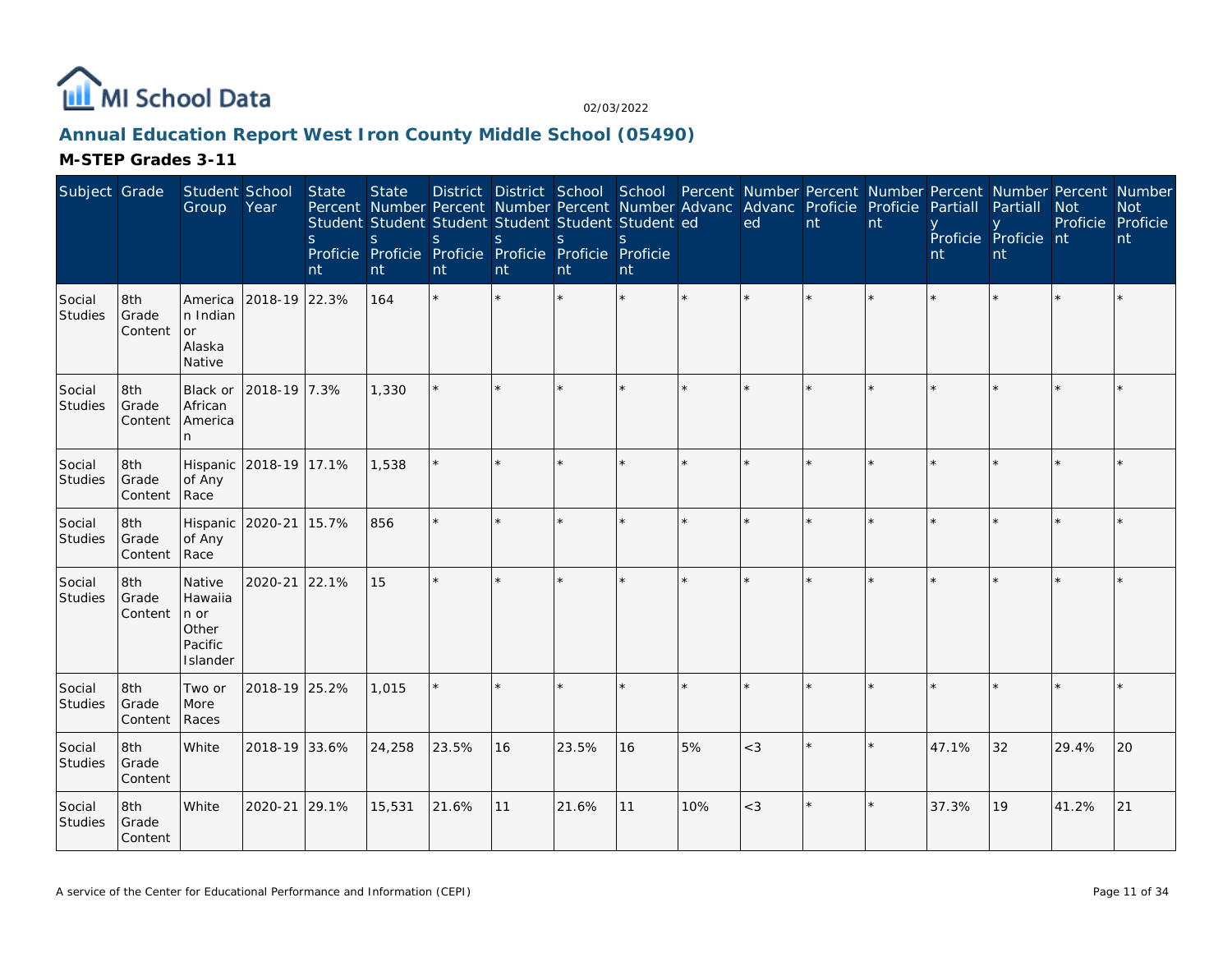MI School Data

02/03/2022

## Annual Education Report West Iron County Middle School (05490)

### M-STEP Grades 3-11

| Subject | Grade | Student Group | School Year | State Percent Students Proficient | State Number Students Proficient | District Percent Students Proficient | District Number Students Proficient | School Percent Students Proficient | School Number Students Proficient | Percent Advanced | Number Advanced | Percent Proficient | Number Proficient | Percent Partially Proficient | Number Partially Proficient | Percent Not Proficient | Number Not Proficient |
|---|---|---|---|---|---|---|---|---|---|---|---|---|---|---|---|---|---|
| Social Studies | 8th Grade Content | American Indian or Alaska Native | 2018-19 | 22.3% | 164 | * | * | * | * | * | * | * | * | * | * | * | * |
| Social Studies | 8th Grade Content | Black or African American | 2018-19 | 7.3% | 1,330 | * | * | * | * | * | * | * | * | * | * | * | * |
| Social Studies | 8th Grade Content | Hispanic of Any Race | 2018-19 | 17.1% | 1,538 | * | * | * | * | * | * | * | * | * | * | * | * |
| Social Studies | 8th Grade Content | Hispanic of Any Race | 2020-21 | 15.7% | 856 | * | * | * | * | * | * | * | * | * | * | * | * |
| Social Studies | 8th Grade Content | Native Hawaiian or Other Pacific Islander | 2020-21 | 22.1% | 15 | * | * | * | * | * | * | * | * | * | * | * | * |
| Social Studies | 8th Grade Content | Two or More Races | 2018-19 | 25.2% | 1,015 | * | * | * | * | * | * | * | * | * | * | * | * |
| Social Studies | 8th Grade Content | White | 2018-19 | 33.6% | 24,258 | 23.5% | 16 | 23.5% | 16 | 5% | <3 | * | * | 47.1% | 32 | 29.4% | 20 |
| Social Studies | 8th Grade Content | White | 2020-21 | 29.1% | 15,531 | 21.6% | 11 | 21.6% | 11 | 10% | <3 | * | * | 37.3% | 19 | 41.2% | 21 |

A service of the Center for Educational Performance and Information (CEPI)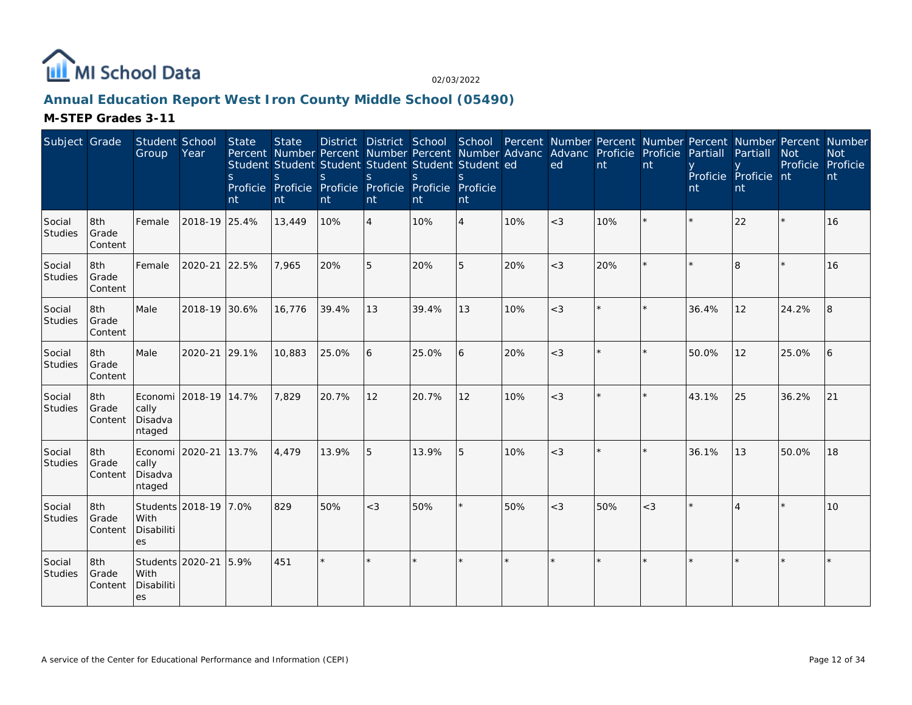MI School Data

02/03/2022

## Annual Education Report West Iron County Middle School (05490)

### M-STEP Grades 3-11

| Subject | Grade | Student Group | School Year | State Percent Students Proficient | State Number Students Proficient | District Percent Students Proficient | District Number Students Proficient | School Percent Students Proficient | School Number Students Proficient | Percent Advanced | Number Advanced | Percent Proficient | Number Proficient | Percent Partially Proficient | Number Partially Proficient | Percent Not Proficient | Number Not Proficient |
|---|---|---|---|---|---|---|---|---|---|---|---|---|---|---|---|---|---|
| Social Studies | 8th Grade Content | Female | 2018-19 | 25.4% | 13,449 | 10% | 4 | 10% | 4 | 10% | <3 | 10% | * | * | 22 | * | 16 |
| Social Studies | 8th Grade Content | Female | 2020-21 | 22.5% | 7,965 | 20% | 5 | 20% | 5 | 20% | <3 | 20% | * | * | 8 | * | 16 |
| Social Studies | 8th Grade Content | Male | 2018-19 | 30.6% | 16,776 | 39.4% | 13 | 39.4% | 13 | 10% | <3 | * | * | 36.4% | 12 | 24.2% | 8 |
| Social Studies | 8th Grade Content | Male | 2020-21 | 29.1% | 10,883 | 25.0% | 6 | 25.0% | 6 | 20% | <3 | * | * | 50.0% | 12 | 25.0% | 6 |
| Social Studies | 8th Grade Content | Economically Disadvantaged | 2018-19 | 14.7% | 7,829 | 20.7% | 12 | 20.7% | 12 | 10% | <3 | * | * | 43.1% | 25 | 36.2% | 21 |
| Social Studies | 8th Grade Content | Economically Disadvantaged | 2020-21 | 13.7% | 4,479 | 13.9% | 5 | 13.9% | 5 | 10% | <3 | * | * | 36.1% | 13 | 50.0% | 18 |
| Social Studies | 8th Grade Content | Students With Disabilities | 2018-19 | 7.0% | 829 | 50% | <3 | 50% | * | 50% | <3 | 50% | <3 | * | 4 | * | 10 |
| Social Studies | 8th Grade Content | Students With Disabilities | 2020-21 | 5.9% | 451 | * | * | * | * | * | * | * | * | * | * | * | * |

A service of the Center for Educational Performance and Information (CEPI)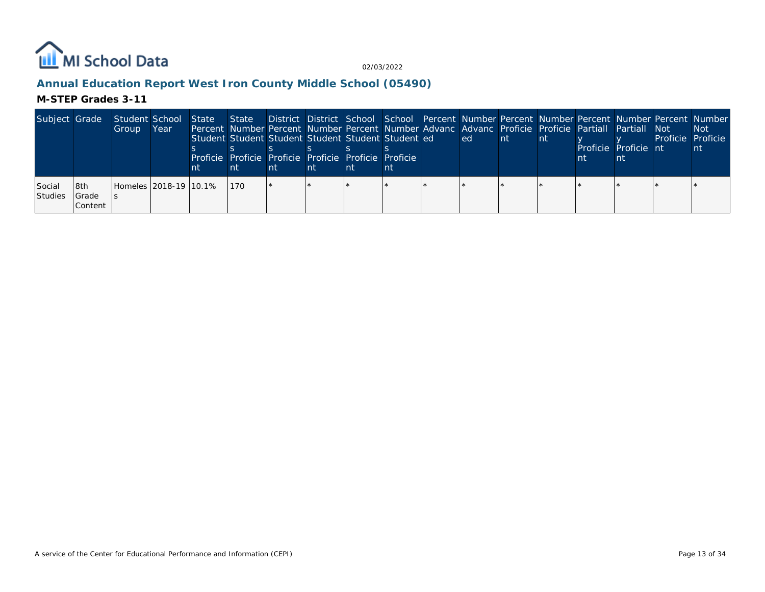# Annual Education Report West Iron County Middle School (05490)

## M-STEP Grades 3-11

| Subject | Grade | Student Group | School Year | State Percent Students Proficient | State Number Students Proficient | District Percent Students Proficient | District Number Students Proficient | School Percent Students Proficient | School Number Students Proficient | Percent Advanced | Number Advanced | Percent Proficient | Number Proficient | Percent Partially Proficient | Number Partially Proficient | Percent Not Proficient | Number Not Proficient |
|---|---|---|---|---|---|---|---|---|---|---|---|---|---|---|---|---|---|
| Social Studies | 8th Grade Content | Homeless | 2018-19 | 10.1% | 170 | * | * | * | * | * | * | * | * | * | * | * | * |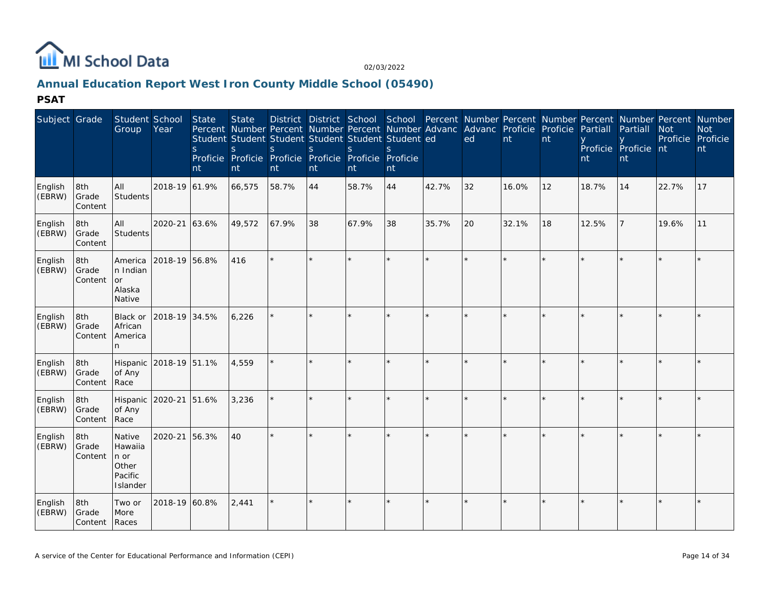# Annual Education Report West Iron County Middle School (05490)

## PSAT

| Subject | Grade | Student Group | School Year | State Percent Students Proficient | State Number Students Proficient | District Percent Students Proficient | District Number Students Proficient | School Percent Students Proficient | School Number Students Proficient | Percent Advanced | Number Advanced | Percent Proficient | Number Proficient | Percent Partially Proficient | Number Partially Proficient | Percent Not Proficient | Number Not Proficient |
|---|---|---|---|---|---|---|---|---|---|---|---|---|---|---|---|---|---|
| English (EBRW) | 8th Grade Content | All Students | 2018-19 | 61.9% | 66,575 | 58.7% | 44 | 58.7% | 44 | 42.7% | 32 | 16.0% | 12 | 18.7% | 14 | 22.7% | 17 |
| English (EBRW) | 8th Grade Content | All Students | 2020-21 | 63.6% | 49,572 | 67.9% | 38 | 67.9% | 38 | 35.7% | 20 | 32.1% | 18 | 12.5% | 7 | 19.6% | 11 |
| English (EBRW) | 8th Grade Content | American Indian or Alaska Native | 2018-19 | 56.8% | 416 | * | * | * | * | * | * | * | * | * | * | * | * |
| English (EBRW) | 8th Grade Content | Black or African American | 2018-19 | 34.5% | 6,226 | * | * | * | * | * | * | * | * | * | * | * | * |
| English (EBRW) | 8th Grade Content | Hispanic of Any Race | 2018-19 | 51.1% | 4,559 | * | * | * | * | * | * | * | * | * | * | * | * |
| English (EBRW) | 8th Grade Content | Hispanic of Any Race | 2020-21 | 51.6% | 3,236 | * | * | * | * | * | * | * | * | * | * | * | * |
| English (EBRW) | 8th Grade Content | Native Hawaiian or Other Pacific Islander | 2020-21 | 56.3% | 40 | * | * | * | * | * | * | * | * | * | * | * | * |
| English (EBRW) | 8th Grade Content | Two or More Races | 2018-19 | 60.8% | 2,441 | * | * | * | * | * | * | * | * | * | * | * | * |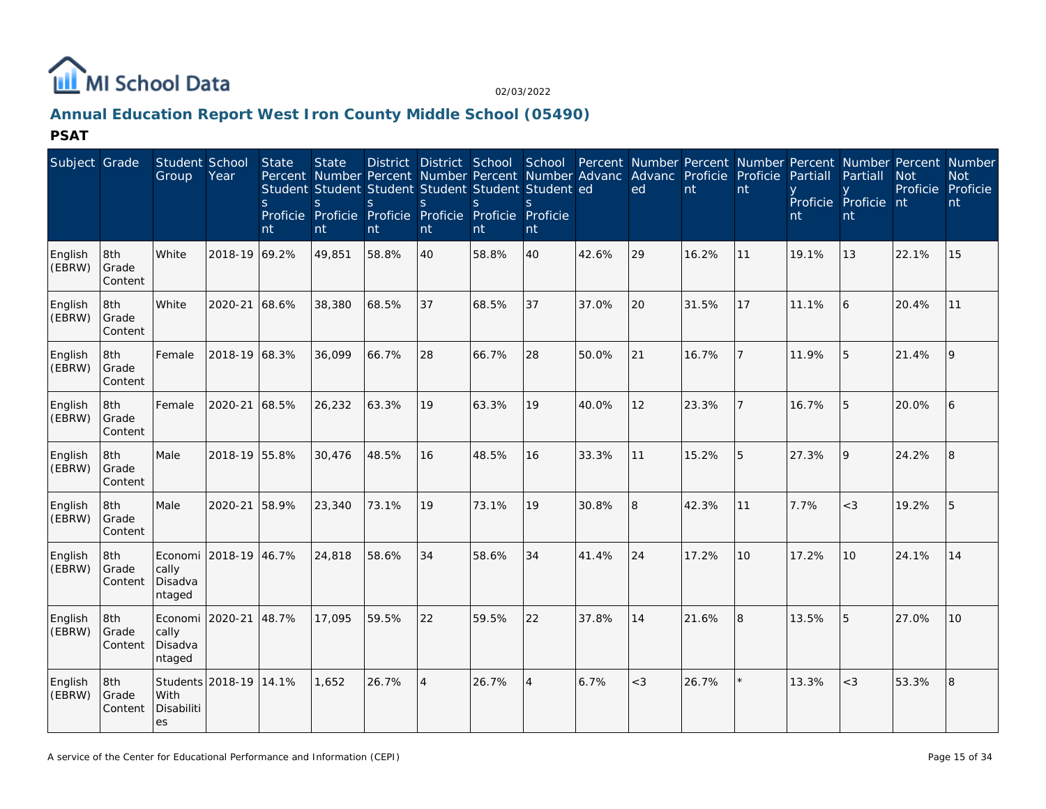# Annual Education Report West Iron County Middle School (05490)

## PSAT

| Subject | Grade | Student Group | School Year | State Percent Students Proficient | State Number Students Proficient | District Percent Students Proficient | District Number Students Proficient | School Percent Students Proficient | School Number Students Proficient | Percent Advanced | Number Advanced | Percent Proficient | Number Proficient | Percent Partially Proficient | Number Partially Proficient | Percent Not Proficient | Number Not Proficient |
|---|---|---|---|---|---|---|---|---|---|---|---|---|---|---|---|---|---|
| English (EBRW) | 8th Grade Content | White | 2018-19 | 69.2% | 49,851 | 58.8% | 40 | 58.8% | 40 | 42.6% | 29 | 16.2% | 11 | 19.1% | 13 | 22.1% | 15 |
| English (EBRW) | 8th Grade Content | White | 2020-21 | 68.6% | 38,380 | 68.5% | 37 | 68.5% | 37 | 37.0% | 20 | 31.5% | 17 | 11.1% | 6 | 20.4% | 11 |
| English (EBRW) | 8th Grade Content | Female | 2018-19 | 68.3% | 36,099 | 66.7% | 28 | 66.7% | 28 | 50.0% | 21 | 16.7% | 7 | 11.9% | 5 | 21.4% | 9 |
| English (EBRW) | 8th Grade Content | Female | 2020-21 | 68.5% | 26,232 | 63.3% | 19 | 63.3% | 19 | 40.0% | 12 | 23.3% | 7 | 16.7% | 5 | 20.0% | 6 |
| English (EBRW) | 8th Grade Content | Male | 2018-19 | 55.8% | 30,476 | 48.5% | 16 | 48.5% | 16 | 33.3% | 11 | 15.2% | 5 | 27.3% | 9 | 24.2% | 8 |
| English (EBRW) | 8th Grade Content | Male | 2020-21 | 58.9% | 23,340 | 73.1% | 19 | 73.1% | 19 | 30.8% | 8 | 42.3% | 11 | 7.7% | <3 | 19.2% | 5 |
| English (EBRW) | 8th Grade Content | Economically Disadvantaged | 2018-19 | 46.7% | 24,818 | 58.6% | 34 | 58.6% | 34 | 41.4% | 24 | 17.2% | 10 | 17.2% | 10 | 24.1% | 14 |
| English (EBRW) | 8th Grade Content | Economically Disadvantaged | 2020-21 | 48.7% | 17,095 | 59.5% | 22 | 59.5% | 22 | 37.8% | 14 | 21.6% | 8 | 13.5% | 5 | 27.0% | 10 |
| English (EBRW) | 8th Grade Content | Students With Disabilities | 2018-19 | 14.1% | 1,652 | 26.7% | 4 | 26.7% | 4 | 6.7% | <3 | 26.7% | * | 13.3% | <3 | 53.3% | 8 |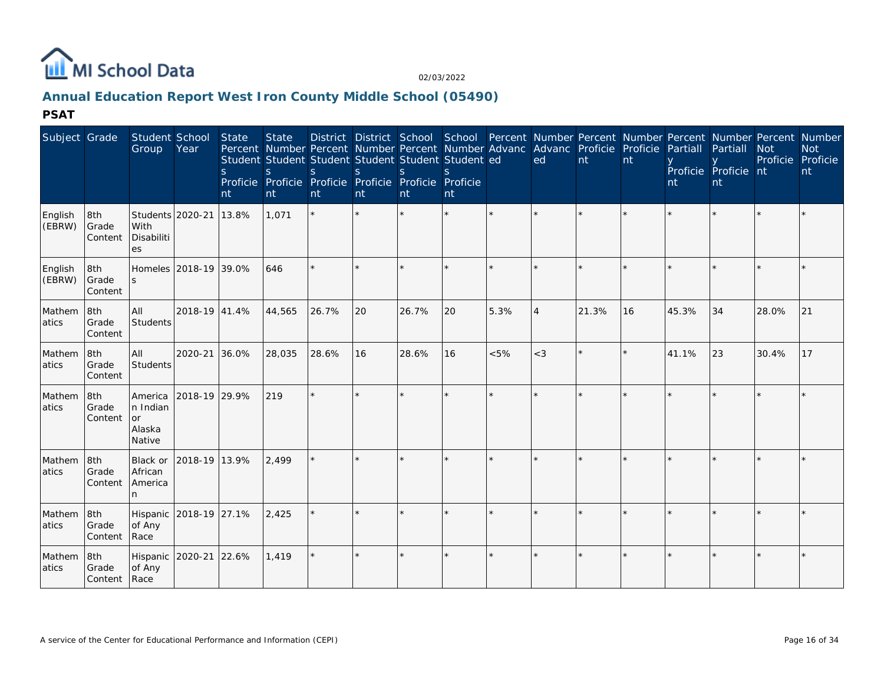## Annual Education Report West Iron County Middle School (05490)

### PSAT

| Subject | Grade | Student Group | School Year | State Percent Students Proficient | State Number Students Proficient | District Percent Students Proficient | District Number Students Proficient | School Percent Students Proficient | School Number Students Proficient | Percent Advanced | Number Advanced | Percent Proficient | Number Proficient | Percent Partially Proficient | Number Partially Proficient | Percent Not Proficient | Number Not Proficient |
|---|---|---|---|---|---|---|---|---|---|---|---|---|---|---|---|---|---|
| English (EBRW) | 8th Grade Content | Students With Disabilities | 2020-21 | 13.8% | 1,071 | * | * | * | * | * | * | * | * | * | * | * | * |
| English (EBRW) | 8th Grade Content | Homeless | 2018-19 | 39.0% | 646 | * | * | * | * | * | * | * | * | * | * | * | * |
| Mathematics | 8th Grade Content | All Students | 2018-19 | 41.4% | 44,565 | 26.7% | 20 | 26.7% | 20 | 5.3% | 4 | 21.3% | 16 | 45.3% | 34 | 28.0% | 21 |
| Mathematics | 8th Grade Content | All Students | 2020-21 | 36.0% | 28,035 | 28.6% | 16 | 28.6% | 16 | <5% | <3 | * | * | 41.1% | 23 | 30.4% | 17 |
| Mathematics | 8th Grade Content | American Indian or Alaska Native | 2018-19 | 29.9% | 219 | * | * | * | * | * | * | * | * | * | * | * | * |
| Mathematics | 8th Grade Content | Black or African American | 2018-19 | 13.9% | 2,499 | * | * | * | * | * | * | * | * | * | * | * | * |
| Mathematics | 8th Grade Content | Hispanic of Any Race | 2018-19 | 27.1% | 2,425 | * | * | * | * | * | * | * | * | * | * | * | * |
| Mathematics | 8th Grade Content | Hispanic of Any Race | 2020-21 | 22.6% | 1,419 | * | * | * | * | * | * | * | * | * | * | * | * |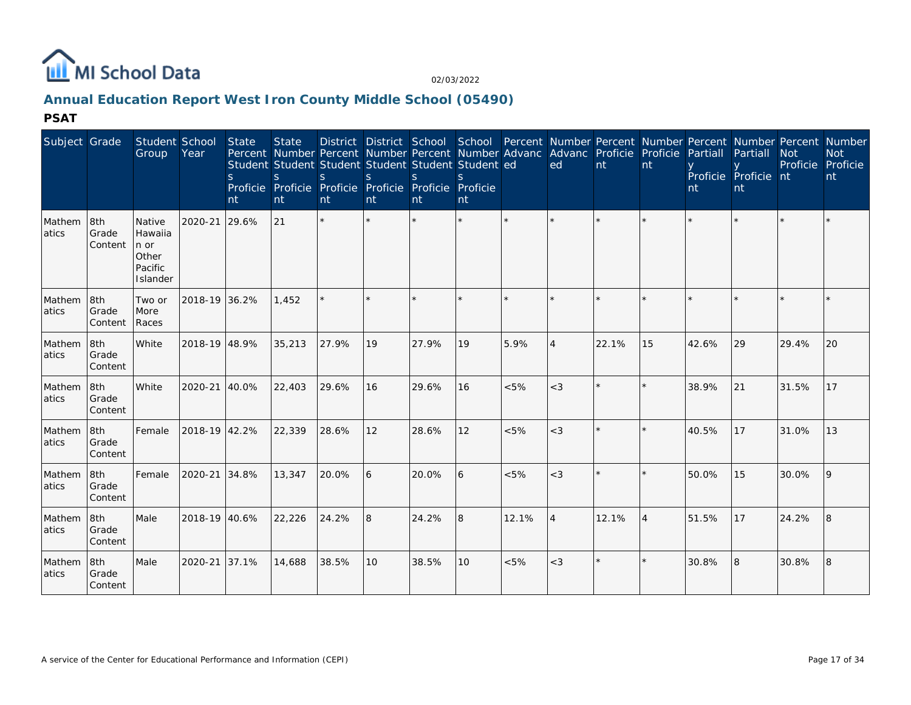# Annual Education Report West Iron County Middle School (05490)

## PSAT

| Subject | Grade | Student Group | School Year | State Percent Students Proficient | State Number Students Proficient | District Percent Students Proficient | District Number Students Proficient | School Percent Students Proficient | School Number Students Proficient | Percent Advanced | Number Advanced | Percent Proficient | Number Proficient | Percent Partially Proficient | Number Partially Proficient | Percent Not Proficient | Number Not Proficient |
|---|---|---|---|---|---|---|---|---|---|---|---|---|---|---|---|---|---|
| Mathematics | 8th Grade Content | Native Hawaiian or Other Pacific Islander | 2020-21 | 29.6% | 21 | * | * | * | * | * | * | * | * | * | * | * | * |
| Mathematics | 8th Grade Content | Two or More Races | 2018-19 | 36.2% | 1,452 | * | * | * | * | * | * | * | * | * | * | * | * |
| Mathematics | 8th Grade Content | White | 2018-19 | 48.9% | 35,213 | 27.9% | 19 | 27.9% | 19 | 5.9% | 4 | 22.1% | 15 | 42.6% | 29 | 29.4% | 20 |
| Mathematics | 8th Grade Content | White | 2020-21 | 40.0% | 22,403 | 29.6% | 16 | 29.6% | 16 | <5% | <3 | * | * | 38.9% | 21 | 31.5% | 17 |
| Mathematics | 8th Grade Content | Female | 2018-19 | 42.2% | 22,339 | 28.6% | 12 | 28.6% | 12 | <5% | <3 | * | * | 40.5% | 17 | 31.0% | 13 |
| Mathematics | 8th Grade Content | Female | 2020-21 | 34.8% | 13,347 | 20.0% | 6 | 20.0% | 6 | <5% | <3 | * | * | 50.0% | 15 | 30.0% | 9 |
| Mathematics | 8th Grade Content | Male | 2018-19 | 40.6% | 22,226 | 24.2% | 8 | 24.2% | 8 | 12.1% | 4 | 12.1% | 4 | 51.5% | 17 | 24.2% | 8 |
| Mathematics | 8th Grade Content | Male | 2020-21 | 37.1% | 14,688 | 38.5% | 10 | 38.5% | 10 | <5% | <3 | * | * | 30.8% | 8 | 30.8% | 8 |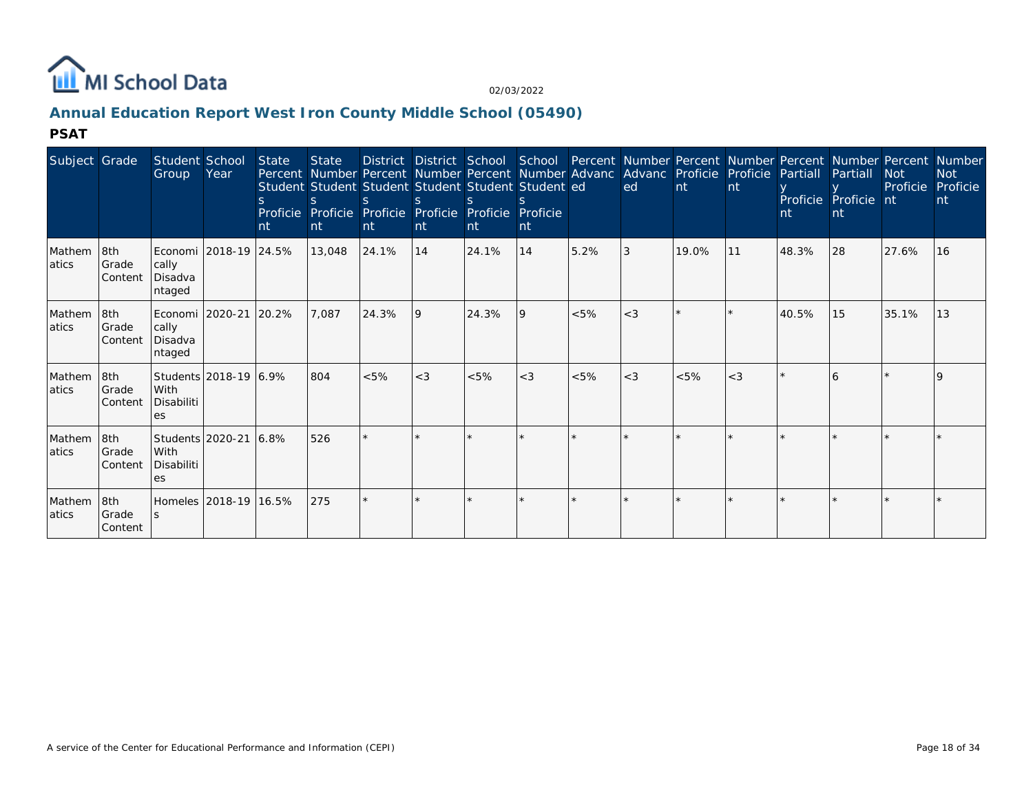MI School Data

02/03/2022

## Annual Education Report West Iron County Middle School (05490)

### PSAT

| Subject | Grade | Student Group | School Year | State Percent Students Proficient | State Number Students Proficient | District Percent Students Proficient | District Number Students Proficient | School Percent Students Proficient | School Number Students Proficient | Percent Advanced | Number Advanced | Percent Proficient | Number Proficient | Percent Partially Proficient | Number Partially Proficient | Percent Not Proficient | Number Not Proficient |
|---|---|---|---|---|---|---|---|---|---|---|---|---|---|---|---|---|---|
| Mathematics | 8th Grade Content | Economically Disadvantaged | 2018-19 | 24.5% | 13,048 | 24.1% | 14 | 24.1% | 14 | 5.2% | 3 | 19.0% | 11 | 48.3% | 28 | 27.6% | 16 |
| Mathematics | 8th Grade Content | Economically Disadvantaged | 2020-21 | 20.2% | 7,087 | 24.3% | 9 | 24.3% | 9 | <5% | <3 | * | * | 40.5% | 15 | 35.1% | 13 |
| Mathematics | 8th Grade Content | Students With Disabilities | 2018-19 | 6.9% | 804 | <5% | <3 | <5% | <3 | <5% | <3 | <5% | <3 | * | 6 | * | 9 |
| Mathematics | 8th Grade Content | Students With Disabilities | 2020-21 | 6.8% | 526 | * | * | * | * | * | * | * | * | * | * | * | * |
| Mathematics | 8th Grade Content | Homeless | 2018-19 | 16.5% | 275 | * | * | * | * | * | * | * | * | * | * | * | * |

A service of the Center for Educational Performance and Information (CEPI)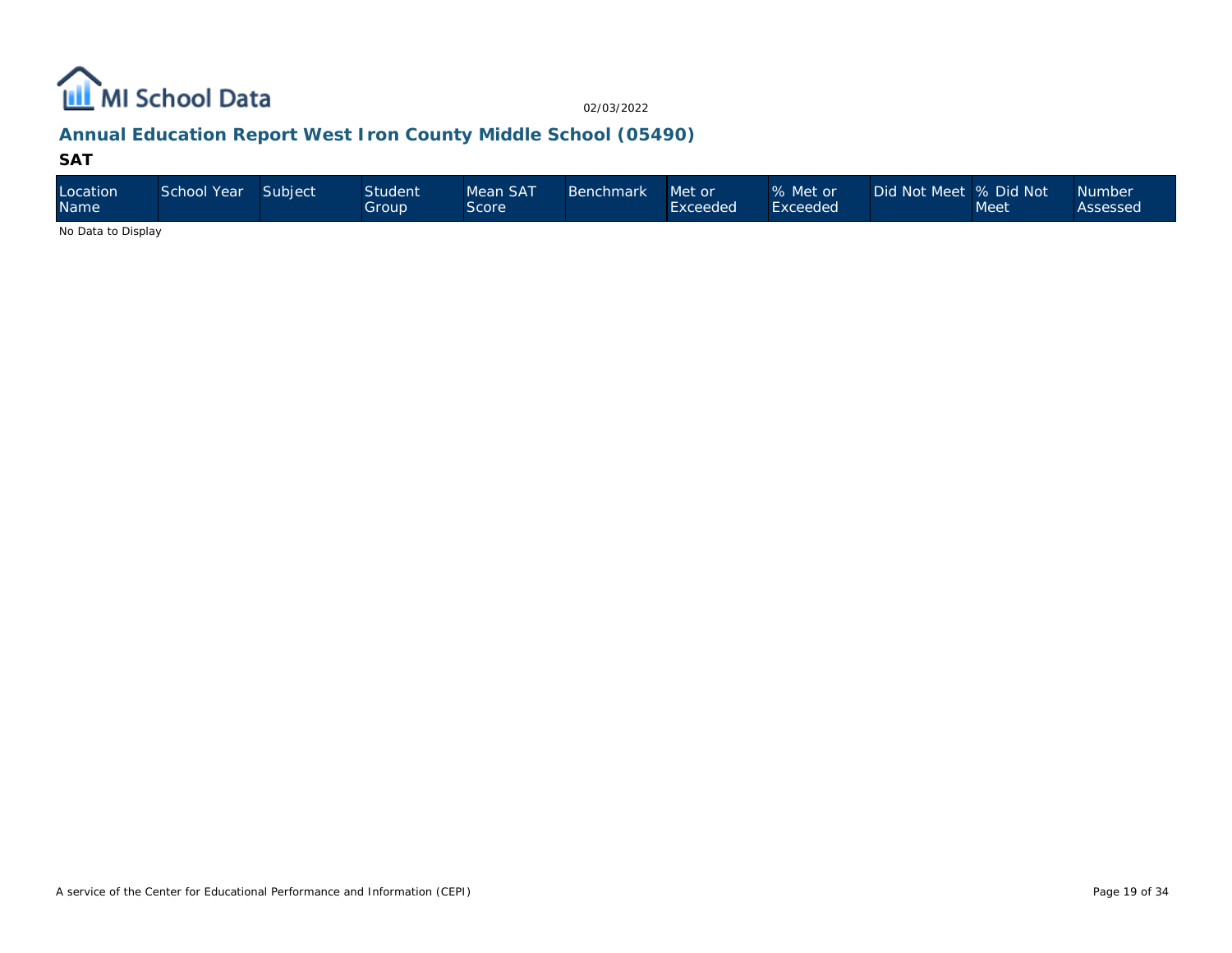# Annual Education Report West Iron County Middle School (05490)

## SAT

| Location Name | School Year | Subject | Student Group | Mean SAT Score | Benchmark | Met or Exceeded | % Met or Exceeded | Did Not Meet | % Did Not Meet | Number Assessed |
|---|---|---|---|---|---|---|---|---|---|---|

No Data to Display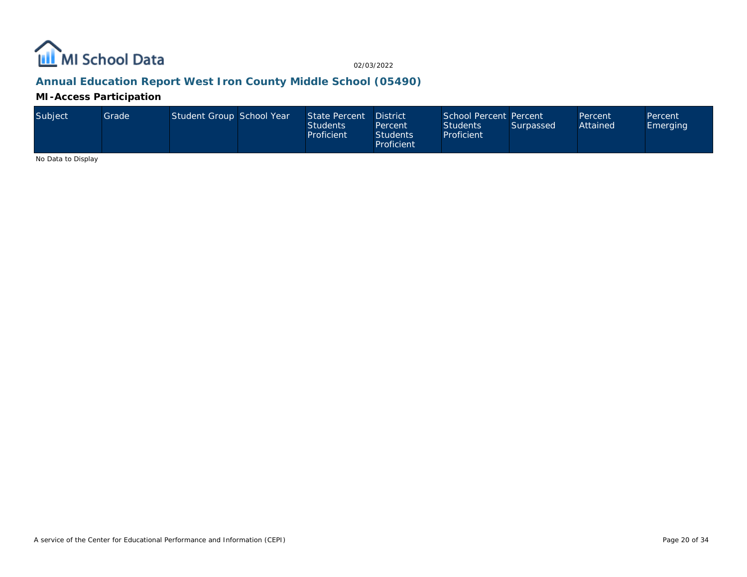## Annual Education Report West Iron County Middle School (05490)

### MI-Access Participation

| Subject | Grade | Student Group | School Year | State Percent Students Proficient | District Percent Students Proficient | School Percent Students Proficient | Percent Surpassed | Percent Attained | Percent Emerging |
|---|---|---|---|---|---|---|---|---|---|

No Data to Display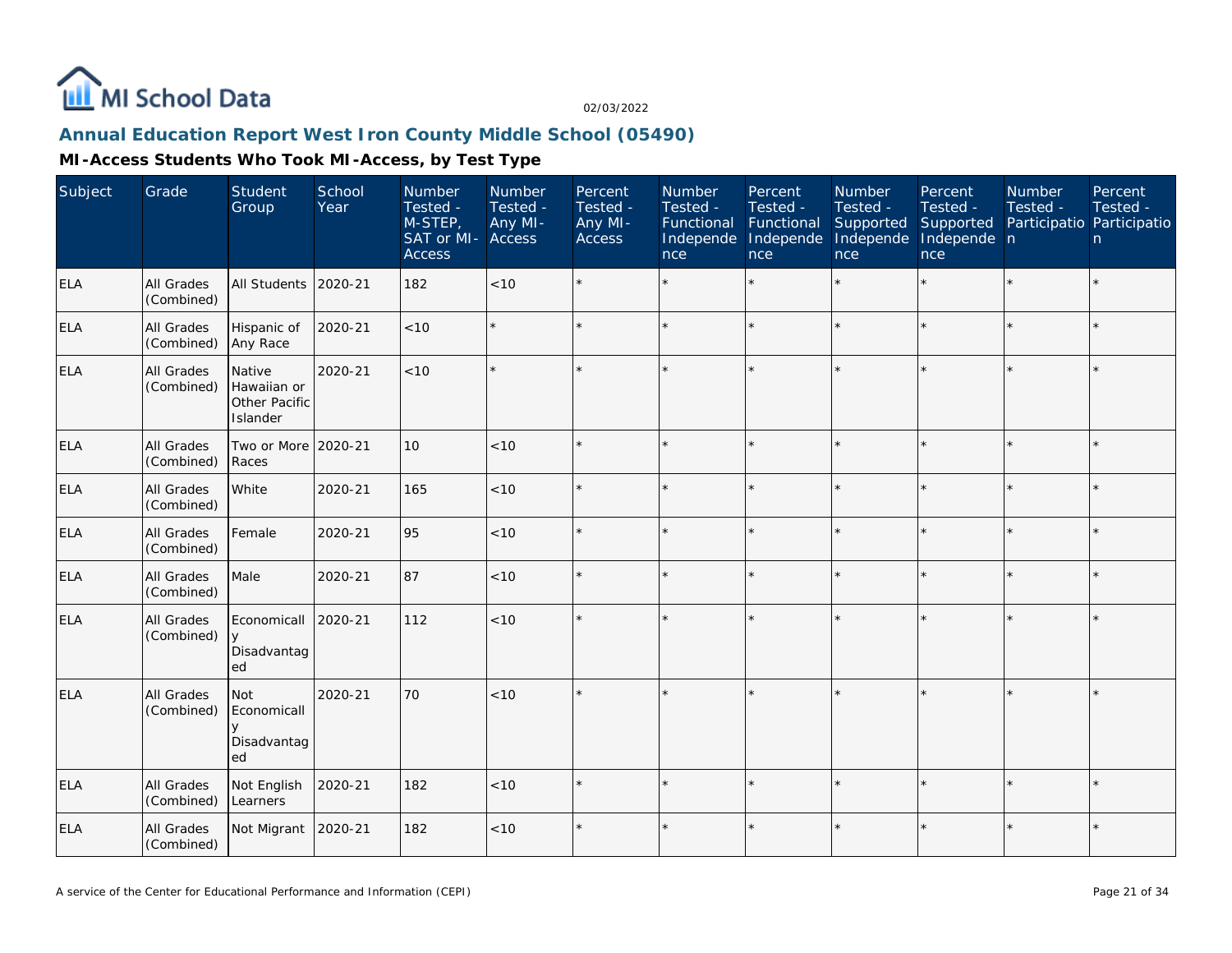## Annual Education Report West Iron County Middle School (05490)

### MI-Access Students Who Took MI-Access, by Test Type

| Subject | Grade | Student Group | School Year | Number Tested - M-STEP, SAT or MI-Access | Number Tested - Any MI-Access | Percent Tested - Any MI-Access | Number Tested - Functional Independence | Percent Tested - Functional Independence | Number Tested - Supported Independence | Percent Tested - Supported Independence | Number Tested - Participation | Percent Tested - Participation |
|---|---|---|---|---|---|---|---|---|---|---|---|---|
| ELA | All Grades (Combined) | All Students | 2020-21 | 182 | <10 | * | * | * | * | * | * | * |
| ELA | All Grades (Combined) | Hispanic of Any Race | 2020-21 | <10 | * | * | * | * | * | * | * | * |
| ELA | All Grades (Combined) | Native Hawaiian or Other Pacific Islander | 2020-21 | <10 | * | * | * | * | * | * | * | * |
| ELA | All Grades (Combined) | Two or More Races | 2020-21 | 10 | <10 | * | * | * | * | * | * | * |
| ELA | All Grades (Combined) | White | 2020-21 | 165 | <10 | * | * | * | * | * | * | * |
| ELA | All Grades (Combined) | Female | 2020-21 | 95 | <10 | * | * | * | * | * | * | * |
| ELA | All Grades (Combined) | Male | 2020-21 | 87 | <10 | * | * | * | * | * | * | * |
| ELA | All Grades (Combined) | Economically Disadvantaged | 2020-21 | 112 | <10 | * | * | * | * | * | * | * |
| ELA | All Grades (Combined) | Not Economically Disadvantaged | 2020-21 | 70 | <10 | * | * | * | * | * | * | * |
| ELA | All Grades (Combined) | Not English Learners | 2020-21 | 182 | <10 | * | * | * | * | * | * | * |
| ELA | All Grades (Combined) | Not Migrant | 2020-21 | 182 | <10 | * | * | * | * | * | * | * |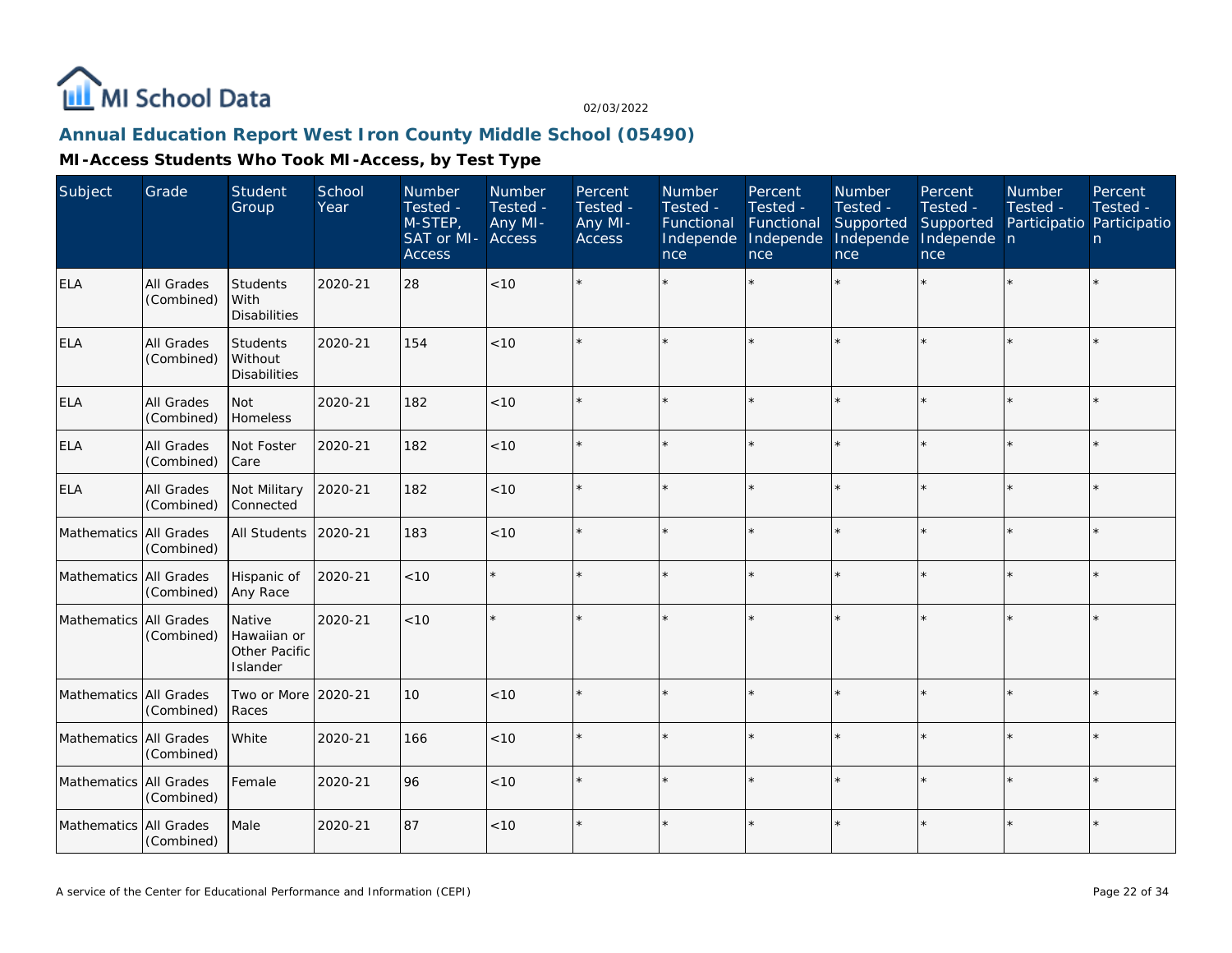## Annual Education Report West Iron County Middle School (05490)

### MI-Access Students Who Took MI-Access, by Test Type

| Subject | Grade | Student Group | School Year | Number Tested - M-STEP, SAT or MI-Access | Number Tested - Any MI-Access | Percent Tested - Any MI-Access | Number Tested - Functional Independence | Percent Tested - Functional Independence | Number Tested - Supported Independence | Percent Tested - Supported Independence | Number Tested - Participation | Percent Tested - Participation |
|---|---|---|---|---|---|---|---|---|---|---|---|---|
| ELA | All Grades (Combined) | Students With Disabilities | 2020-21 | 28 | <10 | * | * | * | * | * | * | * |
| ELA | All Grades (Combined) | Students Without Disabilities | 2020-21 | 154 | <10 | * | * | * | * | * | * | * |
| ELA | All Grades (Combined) | Not Homeless | 2020-21 | 182 | <10 | * | * | * | * | * | * | * |
| ELA | All Grades (Combined) | Not Foster Care | 2020-21 | 182 | <10 | * | * | * | * | * | * | * |
| ELA | All Grades (Combined) | Not Military Connected | 2020-21 | 182 | <10 | * | * | * | * | * | * | * |
| Mathematics | All Grades (Combined) | All Students | 2020-21 | 183 | <10 | * | * | * | * | * | * | * |
| Mathematics | All Grades (Combined) | Hispanic of Any Race | 2020-21 | <10 | * | * | * | * | * | * | * | * |
| Mathematics | All Grades (Combined) | Native Hawaiian or Other Pacific Islander | 2020-21 | <10 | * | * | * | * | * | * | * | * |
| Mathematics | All Grades (Combined) | Two or More Races | 2020-21 | 10 | <10 | * | * | * | * | * | * | * |
| Mathematics | All Grades (Combined) | White | 2020-21 | 166 | <10 | * | * | * | * | * | * | * |
| Mathematics | All Grades (Combined) | Female | 2020-21 | 96 | <10 | * | * | * | * | * | * | * |
| Mathematics | All Grades (Combined) | Male | 2020-21 | 87 | <10 | * | * | * | * | * | * | * |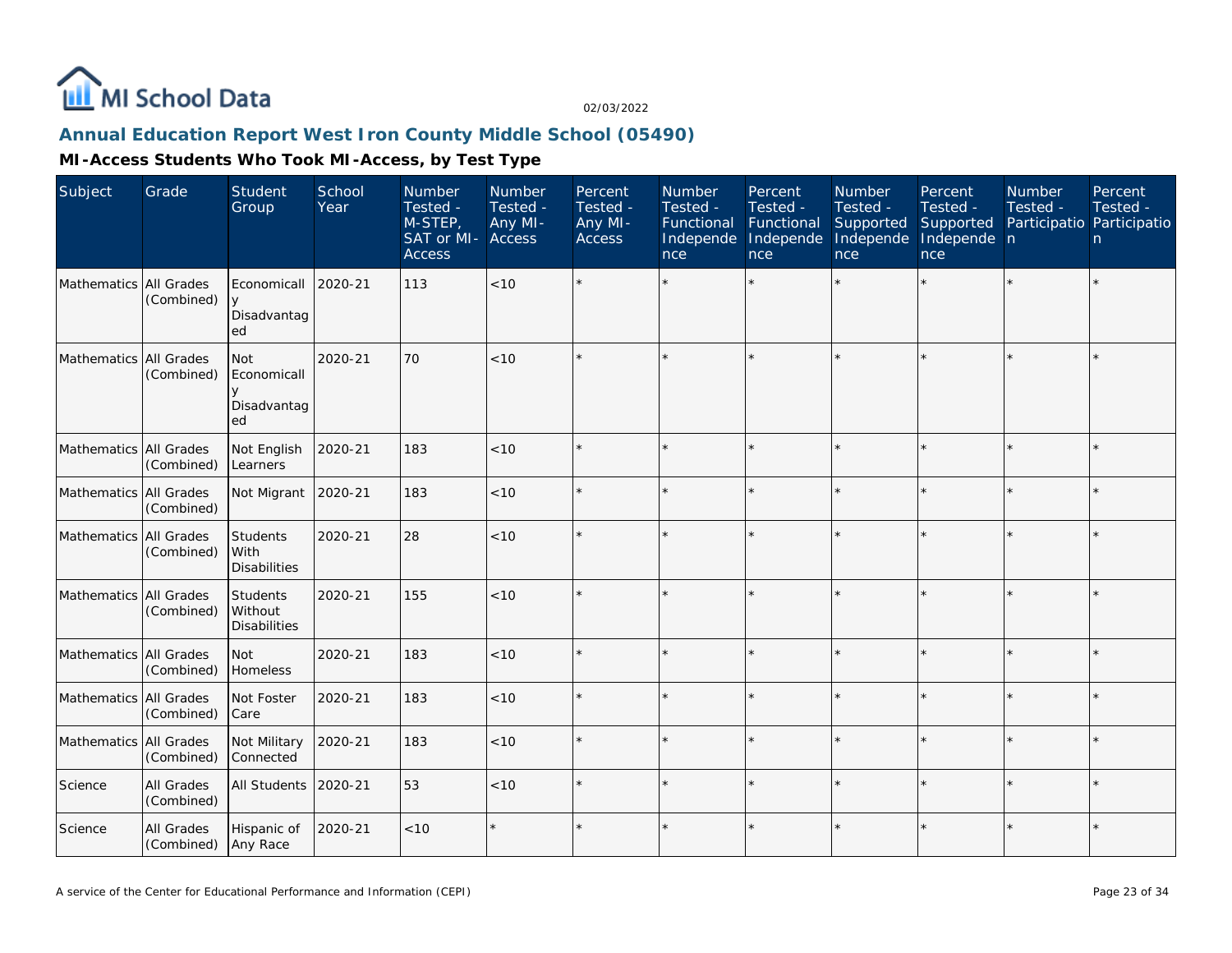# Annual Education Report West Iron County Middle School (05490)

## MI-Access Students Who Took MI-Access, by Test Type

| Subject | Grade | Student Group | School Year | Number Tested - M-STEP, SAT or MI-Access | Number Tested - Any MI-Access | Percent Tested - Any MI-Access | Number Tested - Functional Independence | Percent Tested - Functional Independence | Number Tested - Supported Independence | Percent Tested - Supported Independence | Number Tested - Participation | Percent Tested - Participation |
|---|---|---|---|---|---|---|---|---|---|---|---|---|
| Mathematics | All Grades (Combined) | Economically Disadvantaged | 2020-21 | 113 | <10 | * | * | * | * | * | * | * |
| Mathematics | All Grades (Combined) | Not Economically Disadvantaged | 2020-21 | 70 | <10 | * | * | * | * | * | * | * |
| Mathematics | All Grades (Combined) | Not English Learners | 2020-21 | 183 | <10 | * | * | * | * | * | * | * |
| Mathematics | All Grades (Combined) | Not Migrant | 2020-21 | 183 | <10 | * | * | * | * | * | * | * |
| Mathematics | All Grades (Combined) | Students With Disabilities | 2020-21 | 28 | <10 | * | * | * | * | * | * | * |
| Mathematics | All Grades (Combined) | Students Without Disabilities | 2020-21 | 155 | <10 | * | * | * | * | * | * | * |
| Mathematics | All Grades (Combined) | Not Homeless | 2020-21 | 183 | <10 | * | * | * | * | * | * | * |
| Mathematics | All Grades (Combined) | Not Foster Care | 2020-21 | 183 | <10 | * | * | * | * | * | * | * |
| Mathematics | All Grades (Combined) | Not Military Connected | 2020-21 | 183 | <10 | * | * | * | * | * | * | * |
| Science | All Grades (Combined) | All Students | 2020-21 | 53 | <10 | * | * | * | * | * | * | * |
| Science | All Grades (Combined) | Hispanic of Any Race | 2020-21 | <10 | * | * | * | * | * | * | * | * |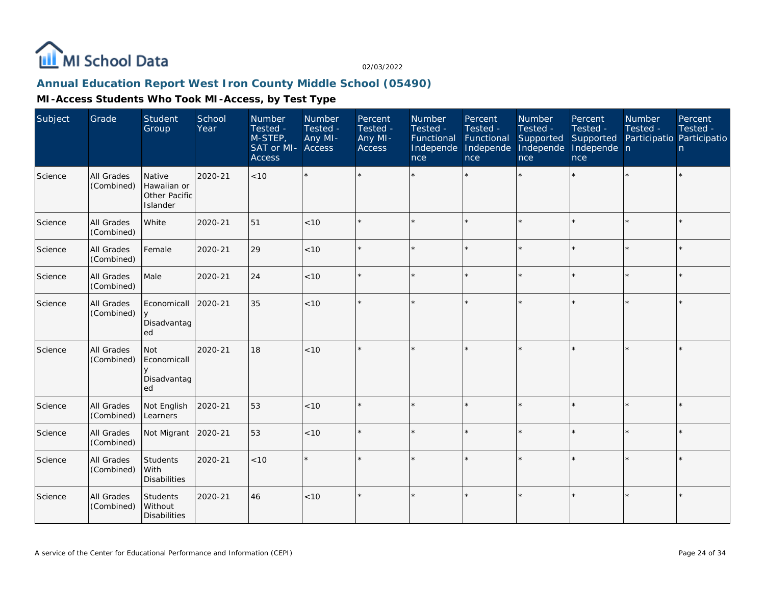MI School Data

02/03/2022

## Annual Education Report West Iron County Middle School (05490)

### MI-Access Students Who Took MI-Access, by Test Type

| Subject | Grade | Student Group | School Year | Number Tested - M-STEP, SAT or MI-Access | Number Tested - Any MI-Access | Percent Tested - Any MI-Access | Number Tested - Functional Independence | Percent Tested - Functional Independence | Number Tested - Supported Independence | Percent Tested - Supported Independence | Number Tested - Participation | Percent Tested - Participation |
|---|---|---|---|---|---|---|---|---|---|---|---|---|
| Science | All Grades (Combined) | Native Hawaiian or Other Pacific Islander | 2020-21 | <10 | * | * | * | * | * | * | * | * |
| Science | All Grades (Combined) | White | 2020-21 | 51 | <10 | * | * | * | * | * | * | * |
| Science | All Grades (Combined) | Female | 2020-21 | 29 | <10 | * | * | * | * | * | * | * |
| Science | All Grades (Combined) | Male | 2020-21 | 24 | <10 | * | * | * | * | * | * | * |
| Science | All Grades (Combined) | Economically Disadvantaged | 2020-21 | 35 | <10 | * | * | * | * | * | * | * |
| Science | All Grades (Combined) | Not Economically Disadvantaged | 2020-21 | 18 | <10 | * | * | * | * | * | * | * |
| Science | All Grades (Combined) | Not English Learners | 2020-21 | 53 | <10 | * | * | * | * | * | * | * |
| Science | All Grades (Combined) | Not Migrant | 2020-21 | 53 | <10 | * | * | * | * | * | * | * |
| Science | All Grades (Combined) | Students With Disabilities | 2020-21 | <10 | * | * | * | * | * | * | * | * |
| Science | All Grades (Combined) | Students Without Disabilities | 2020-21 | 46 | <10 | * | * | * | * | * | * | * |

A service of the Center for Educational Performance and Information (CEPI)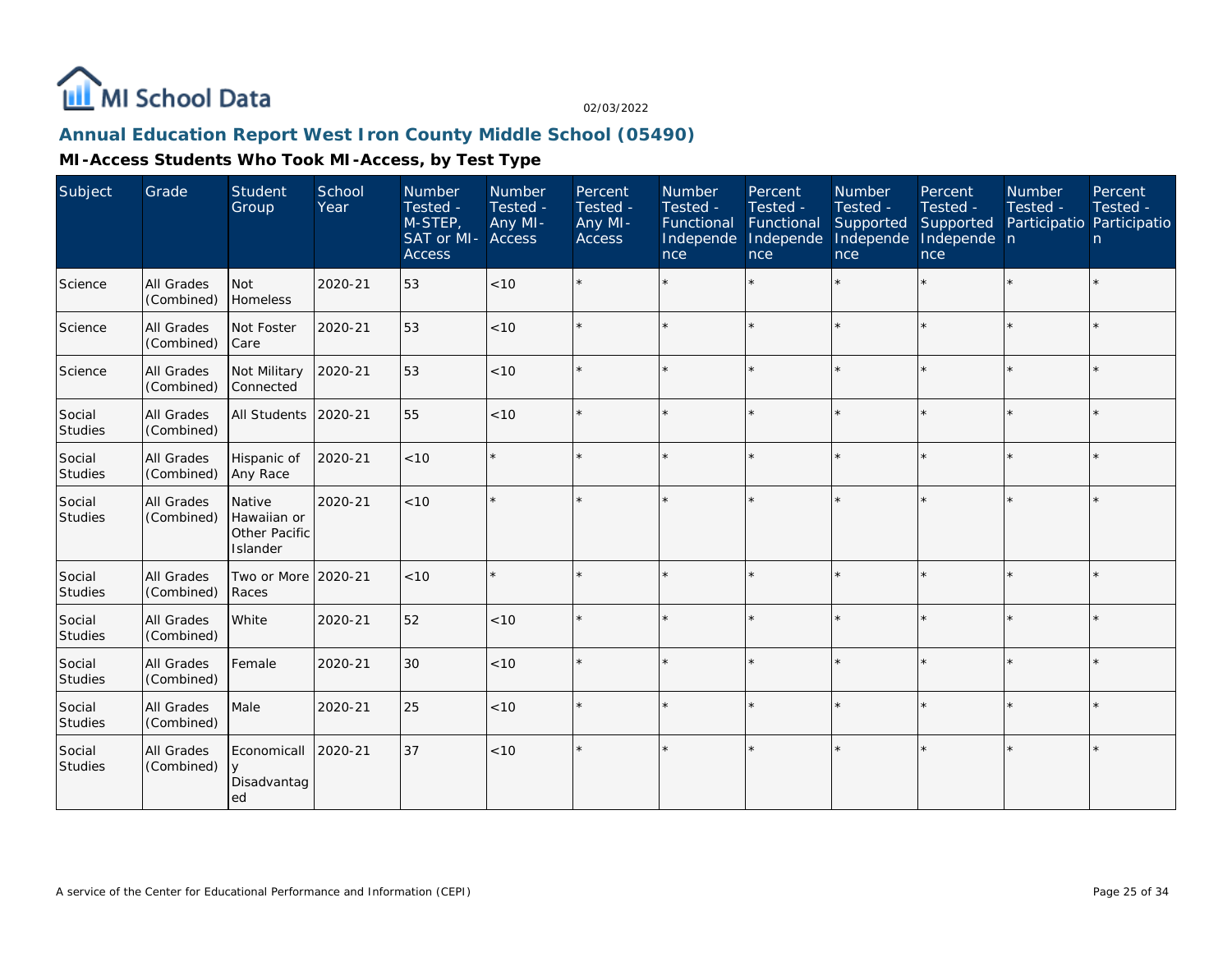## Annual Education Report West Iron County Middle School (05490)

### MI-Access Students Who Took MI-Access, by Test Type

| Subject | Grade | Student Group | School Year | Number Tested - M-STEP, SAT or MI-Access | Number Tested - Any MI-Access | Percent Tested - Any MI-Access | Number Tested - Functional Independence | Percent Tested - Functional Independence | Number Tested - Supported Independence | Percent Tested - Supported Independence | Number Tested - Participation | Percent Tested - Participation |
|---|---|---|---|---|---|---|---|---|---|---|---|---|
| Science | All Grades (Combined) | Not Homeless | 2020-21 | 53 | <10 | * | * | * | * | * | * | * |
| Science | All Grades (Combined) | Not Foster Care | 2020-21 | 53 | <10 | * | * | * | * | * | * | * |
| Science | All Grades (Combined) | Not Military Connected | 2020-21 | 53 | <10 | * | * | * | * | * | * | * |
| Social Studies | All Grades (Combined) | All Students | 2020-21 | 55 | <10 | * | * | * | * | * | * | * |
| Social Studies | All Grades (Combined) | Hispanic of Any Race | 2020-21 | <10 | * | * | * | * | * | * | * | * |
| Social Studies | All Grades (Combined) | Native Hawaiian or Other Pacific Islander | 2020-21 | <10 | * | * | * | * | * | * | * | * |
| Social Studies | All Grades (Combined) | Two or More Races | 2020-21 | <10 | * | * | * | * | * | * | * | * |
| Social Studies | All Grades (Combined) | White | 2020-21 | 52 | <10 | * | * | * | * | * | * | * |
| Social Studies | All Grades (Combined) | Female | 2020-21 | 30 | <10 | * | * | * | * | * | * | * |
| Social Studies | All Grades (Combined) | Male | 2020-21 | 25 | <10 | * | * | * | * | * | * | * |
| Social Studies | All Grades (Combined) | Economically Disadvantaged | 2020-21 | 37 | <10 | * | * | * | * | * | * | * |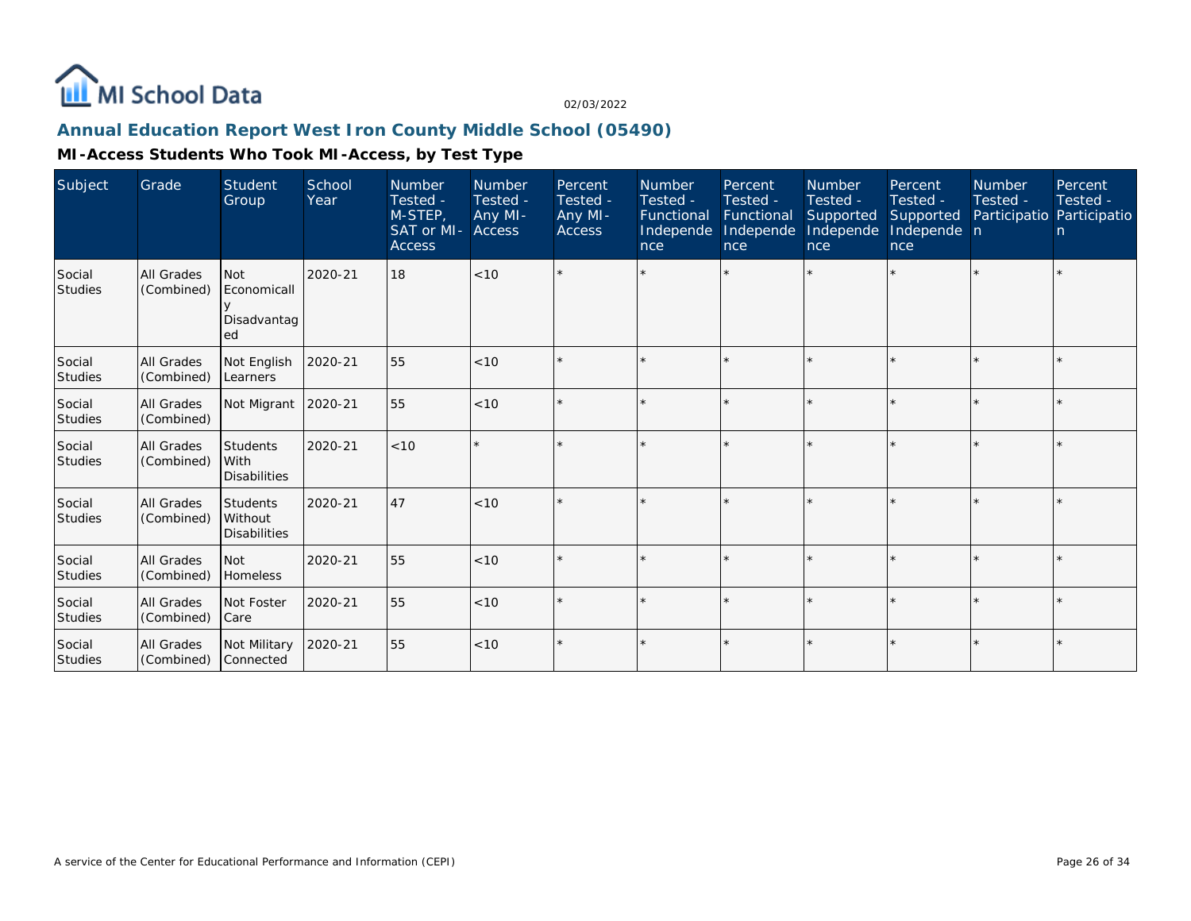MI School Data

02/03/2022

## Annual Education Report West Iron County Middle School (05490)

### MI-Access Students Who Took MI-Access, by Test Type

| Subject | Grade | Student Group | School Year | Number Tested - M-STEP, SAT or MI-Access | Number Tested - Any MI-Access | Percent Tested - Any MI-Access | Number Tested - Functional Independence | Percent Tested - Functional Independence | Number Tested - Supported Independence | Percent Tested - Supported Independence | Number Tested - Participation | Percent Tested - Participation |
|---|---|---|---|---|---|---|---|---|---|---|---|---|
| Social Studies | All Grades (Combined) | Not Economically Disadvantaged | 2020-21 | 18 | <10 | * | * | * | * | * | * | * |
| Social Studies | All Grades (Combined) | Not English Learners | 2020-21 | 55 | <10 | * | * | * | * | * | * | * |
| Social Studies | All Grades (Combined) | Not Migrant | 2020-21 | 55 | <10 | * | * | * | * | * | * | * |
| Social Studies | All Grades (Combined) | Students With Disabilities | 2020-21 | <10 | * | * | * | * | * | * | * | * |
| Social Studies | All Grades (Combined) | Students Without Disabilities | 2020-21 | 47 | <10 | * | * | * | * | * | * | * |
| Social Studies | All Grades (Combined) | Not Homeless | 2020-21 | 55 | <10 | * | * | * | * | * | * | * |
| Social Studies | All Grades (Combined) | Not Foster Care | 2020-21 | 55 | <10 | * | * | * | * | * | * | * |
| Social Studies | All Grades (Combined) | Not Military Connected | 2020-21 | 55 | <10 | * | * | * | * | * | * | * |

A service of the Center for Educational Performance and Information (CEPI)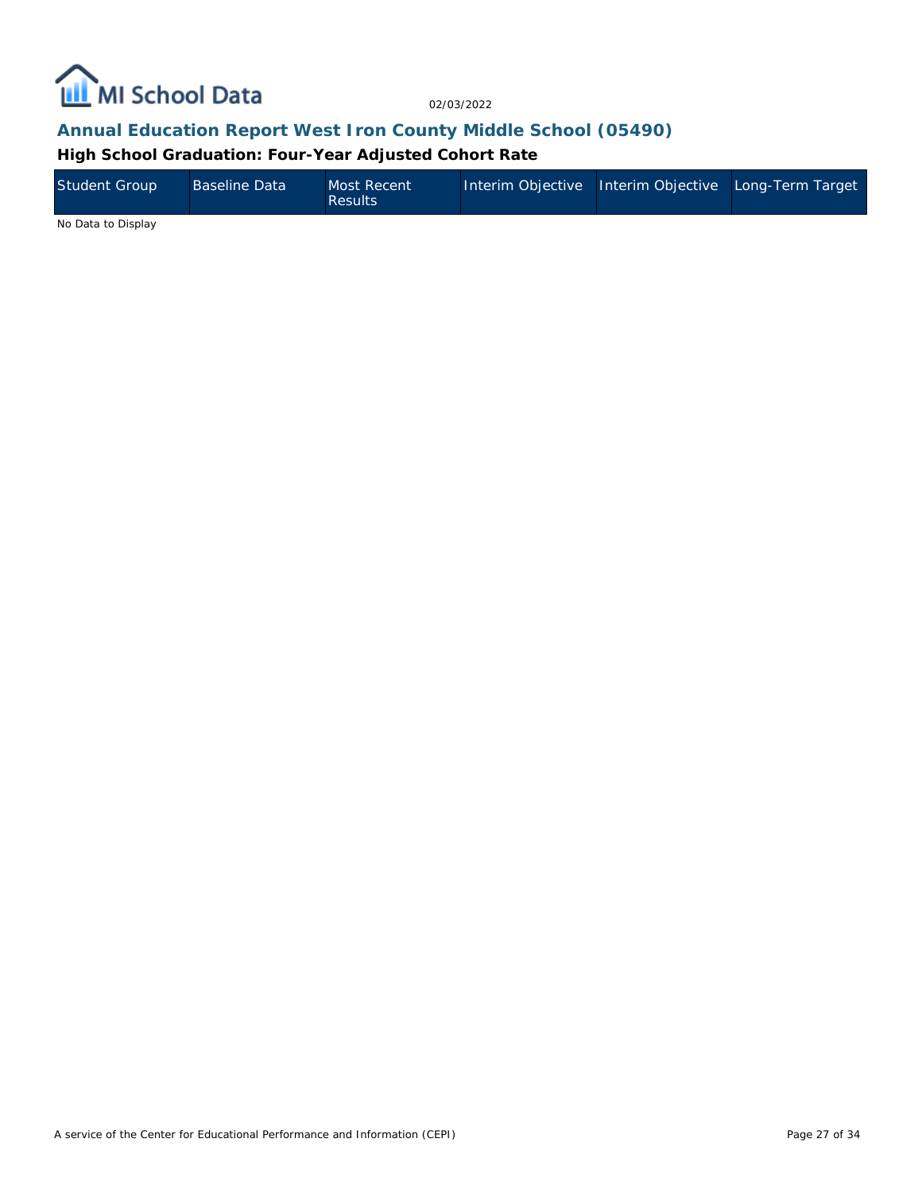## Annual Education Report West Iron County Middle School (05490)

### High School Graduation: Four-Year Adjusted Cohort Rate

| Student Group | Baseline Data | Most Recent Results | Interim Objective | Interim Objective | Long-Term Target |
|---|---|---|---|---|---|

No Data to Display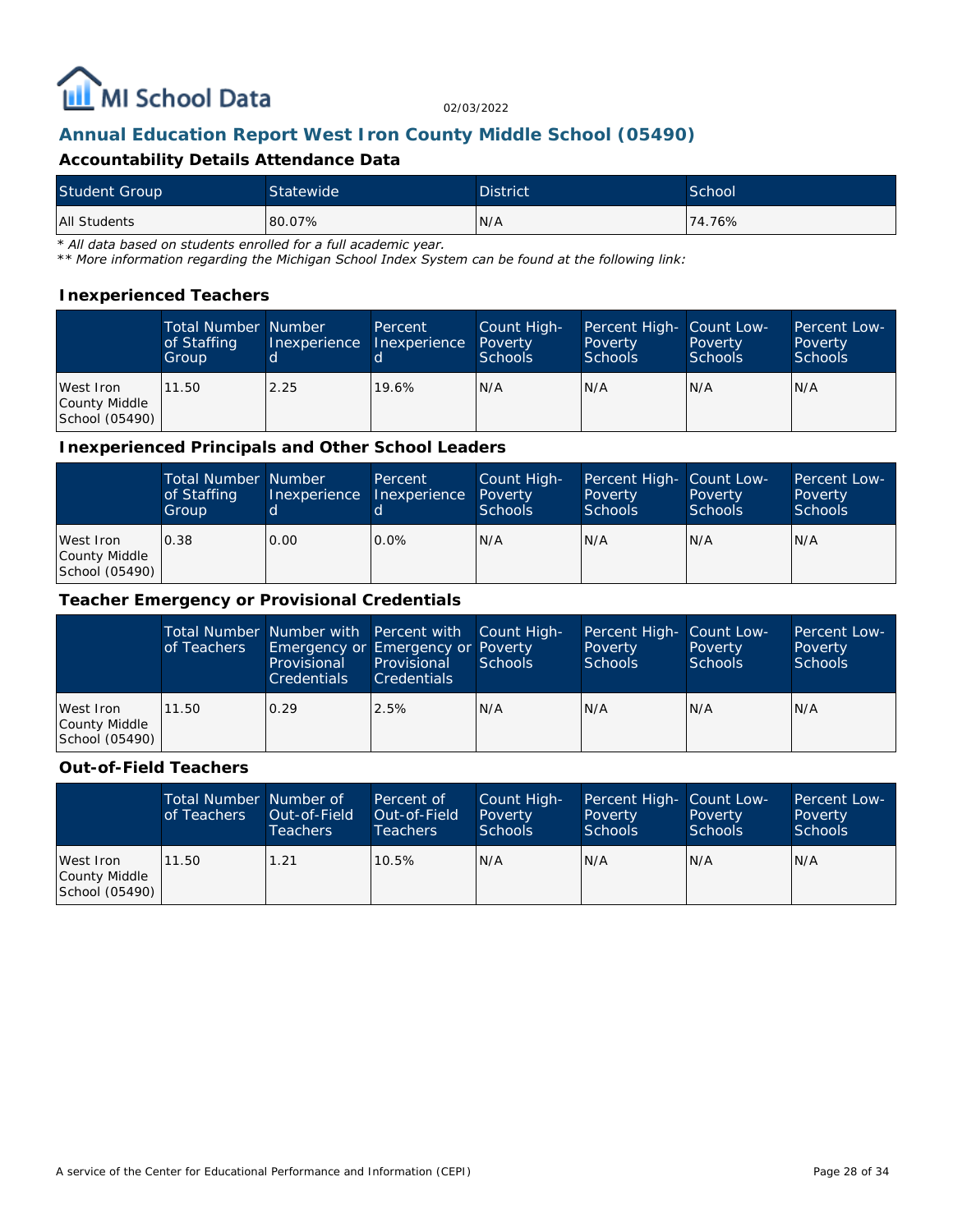MI School Data

02/03/2022

## Annual Education Report West Iron County Middle School (05490)

### Accountability Details Attendance Data

| Student Group | Statewide | District | School |
|---|---|---|---|
| All Students | 80.07% | N/A | 74.76% |

*\* All data based on students enrolled for a full academic year.*
*\*\* More information regarding the Michigan School Index System can be found at the following link:*

### Inexperienced Teachers

| | Total Number of Staffing Group | Number Inexperienced | Percent Inexperienced | Count High-Poverty Schools | Percent High-Poverty Schools | Count Low-Poverty Schools | Percent Low-Poverty Schools |
|---|---|---|---|---|---|---|---|
| West Iron County Middle School (05490) | 11.50 | 2.25 | 19.6% | N/A | N/A | N/A | N/A |

### Inexperienced Principals and Other School Leaders

| | Total Number of Staffing Group | Number Inexperienced | Percent Inexperienced | Count High-Poverty Schools | Percent High-Poverty Schools | Count Low-Poverty Schools | Percent Low-Poverty Schools |
|---|---|---|---|---|---|---|---|
| West Iron County Middle School (05490) | 0.38 | 0.00 | 0.0% | N/A | N/A | N/A | N/A |

### Teacher Emergency or Provisional Credentials

| | Total Number of Teachers | Number with Emergency or Provisional Credentials | Percent with Emergency or Provisional Credentials | Count High-Poverty Schools | Percent High-Poverty Schools | Count Low-Poverty Schools | Percent Low-Poverty Schools |
|---|---|---|---|---|---|---|---|
| West Iron County Middle School (05490) | 11.50 | 0.29 | 2.5% | N/A | N/A | N/A | N/A |

### Out-of-Field Teachers

| | Total Number of Teachers | Number of Out-of-Field Teachers | Percent of Out-of-Field Teachers | Count High-Poverty Schools | Percent High-Poverty Schools | Count Low-Poverty Schools | Percent Low-Poverty Schools |
|---|---|---|---|---|---|---|---|
| West Iron County Middle School (05490) | 11.50 | 1.21 | 10.5% | N/A | N/A | N/A | N/A |

A service of the Center for Educational Performance and Information (CEPI)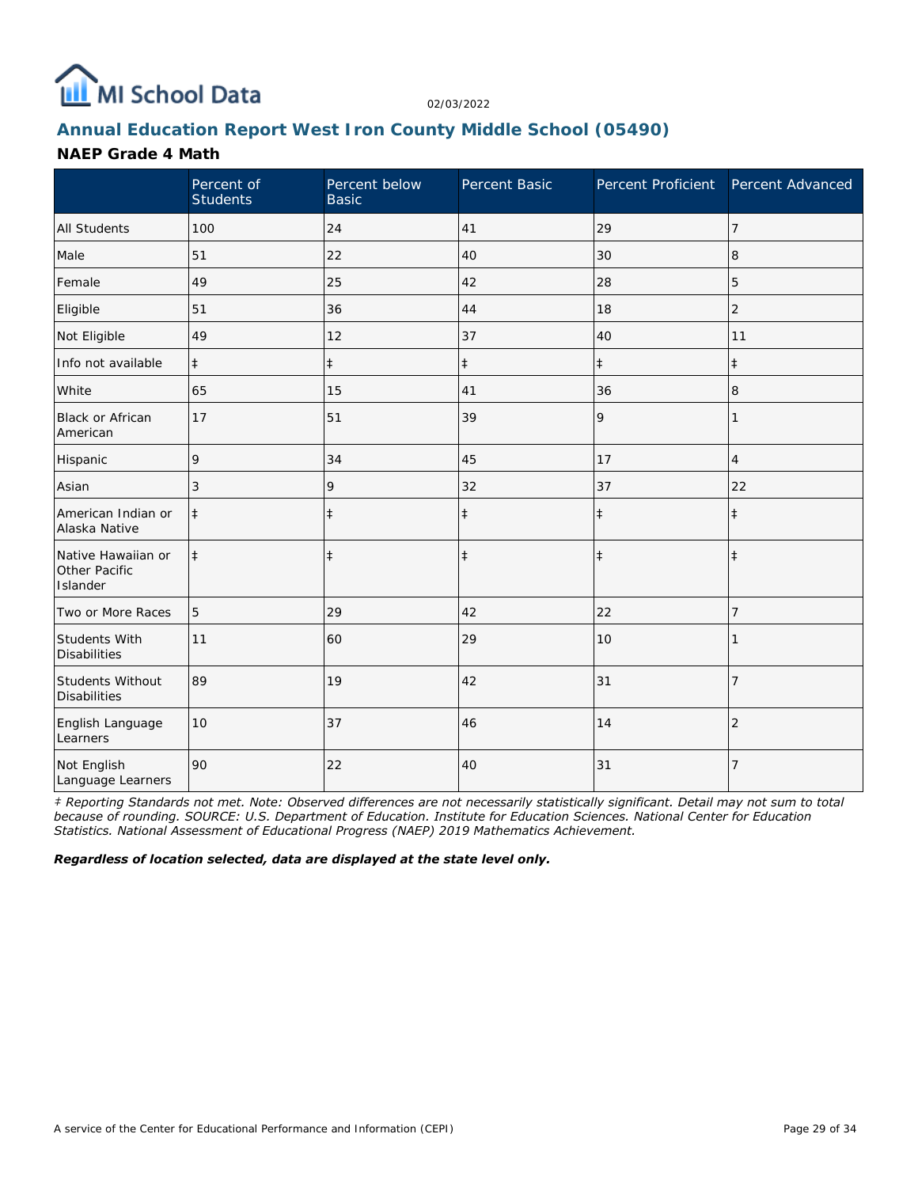## Annual Education Report West Iron County Middle School (05490)

### NAEP Grade 4 Math

| | Percent of Students | Percent below Basic | Percent Basic | Percent Proficient | Percent Advanced |
|---|---|---|---|---|---|
| All Students | 100 | 24 | 41 | 29 | 7 |
| Male | 51 | 22 | 40 | 30 | 8 |
| Female | 49 | 25 | 42 | 28 | 5 |
| Eligible | 51 | 36 | 44 | 18 | 2 |
| Not Eligible | 49 | 12 | 37 | 40 | 11 |
| Info not available | ‡ | ‡ | ‡ | ‡ | ‡ |
| White | 65 | 15 | 41 | 36 | 8 |
| Black or African American | 17 | 51 | 39 | 9 | 1 |
| Hispanic | 9 | 34 | 45 | 17 | 4 |
| Asian | 3 | 9 | 32 | 37 | 22 |
| American Indian or Alaska Native | ‡ | ‡ | ‡ | ‡ | ‡ |
| Native Hawaiian or Other Pacific Islander | ‡ | ‡ | ‡ | ‡ | ‡ |
| Two or More Races | 5 | 29 | 42 | 22 | 7 |
| Students With Disabilities | 11 | 60 | 29 | 10 | 1 |
| Students Without Disabilities | 89 | 19 | 42 | 31 | 7 |
| English Language Learners | 10 | 37 | 46 | 14 | 2 |
| Not English Language Learners | 90 | 22 | 40 | 31 | 7 |

*‡ Reporting Standards not met. Note: Observed differences are not necessarily statistically significant. Detail may not sum to total because of rounding. SOURCE: U.S. Department of Education. Institute for Education Sciences. National Center for Education Statistics. National Assessment of Educational Progress (NAEP) 2019 Mathematics Achievement.*

***Regardless of location selected, data are displayed at the state level only.***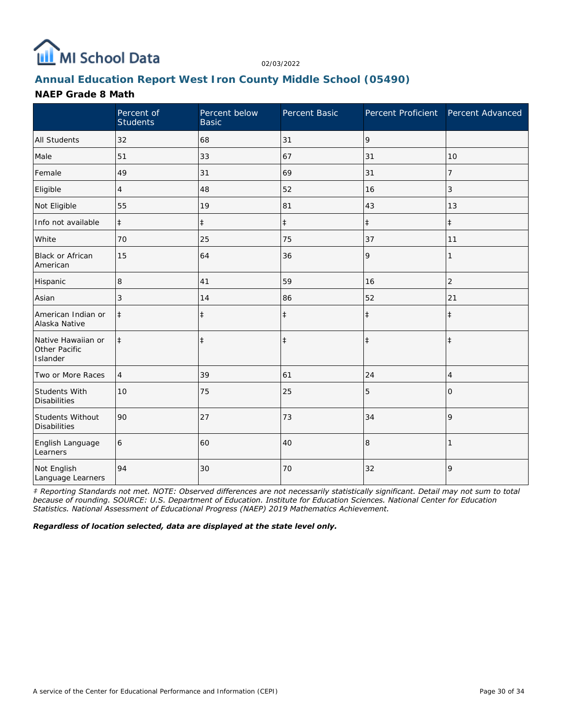# MI School Data

02/03/2022

## Annual Education Report West Iron County Middle School (05490)

### NAEP Grade 8 Math

| | Percent of Students | Percent below Basic | Percent Basic | Percent Proficient | Percent Advanced |
|---|---|---|---|---|---|
| All Students | 32 | 68 | 31 | 9 | |
| Male | 51 | 33 | 67 | 31 | 10 |
| Female | 49 | 31 | 69 | 31 | 7 |
| Eligible | 4 | 48 | 52 | 16 | 3 |
| Not Eligible | 55 | 19 | 81 | 43 | 13 |
| Info not available | ‡ | ‡ | ‡ | ‡ | ‡ |
| White | 70 | 25 | 75 | 37 | 11 |
| Black or African American | 15 | 64 | 36 | 9 | 1 |
| Hispanic | 8 | 41 | 59 | 16 | 2 |
| Asian | 3 | 14 | 86 | 52 | 21 |
| American Indian or Alaska Native | ‡ | ‡ | ‡ | ‡ | ‡ |
| Native Hawaiian or Other Pacific Islander | ‡ | ‡ | ‡ | ‡ | ‡ |
| Two or More Races | 4 | 39 | 61 | 24 | 4 |
| Students With Disabilities | 10 | 75 | 25 | 5 | 0 |
| Students Without Disabilities | 90 | 27 | 73 | 34 | 9 |
| English Language Learners | 6 | 60 | 40 | 8 | 1 |
| Not English Language Learners | 94 | 30 | 70 | 32 | 9 |

*‡ Reporting Standards not met. NOTE: Observed differences are not necessarily statistically significant. Detail may not sum to total because of rounding. SOURCE: U.S. Department of Education. Institute for Education Sciences. National Center for Education Statistics. National Assessment of Educational Progress (NAEP) 2019 Mathematics Achievement.*

***Regardless of location selected, data are displayed at the state level only.***

A service of the Center for Educational Performance and Information (CEPI)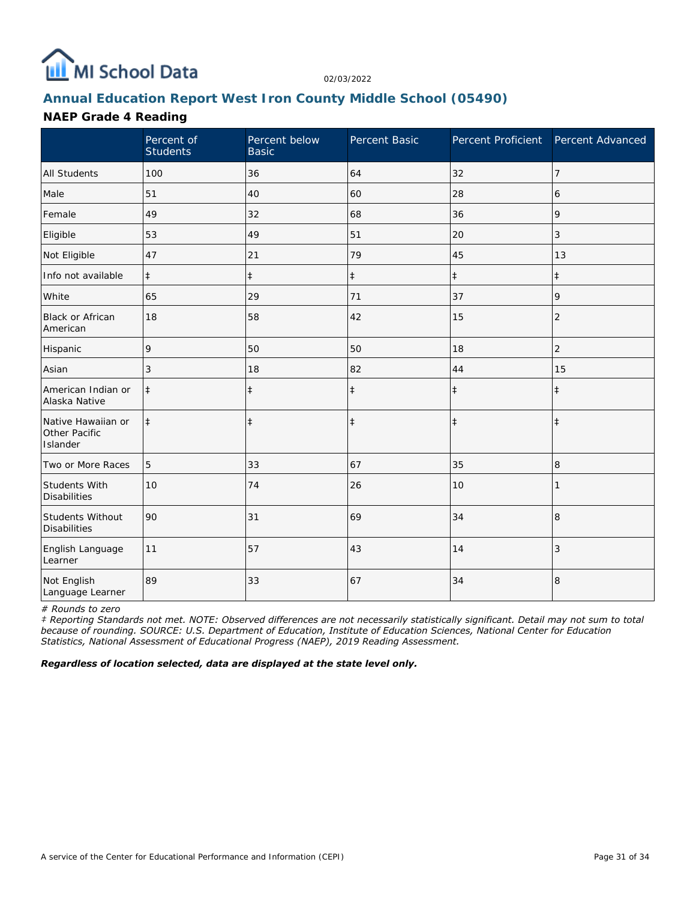## Annual Education Report West Iron County Middle School (05490)

### NAEP Grade 4 Reading

| | Percent of Students | Percent below Basic | Percent Basic | Percent Proficient | Percent Advanced |
|---|---|---|---|---|---|
| All Students | 100 | 36 | 64 | 32 | 7 |
| Male | 51 | 40 | 60 | 28 | 6 |
| Female | 49 | 32 | 68 | 36 | 9 |
| Eligible | 53 | 49 | 51 | 20 | 3 |
| Not Eligible | 47 | 21 | 79 | 45 | 13 |
| Info not available | ‡ | ‡ | ‡ | ‡ | ‡ |
| White | 65 | 29 | 71 | 37 | 9 |
| Black or African American | 18 | 58 | 42 | 15 | 2 |
| Hispanic | 9 | 50 | 50 | 18 | 2 |
| Asian | 3 | 18 | 82 | 44 | 15 |
| American Indian or Alaska Native | ‡ | ‡ | ‡ | ‡ | ‡ |
| Native Hawaiian or Other Pacific Islander | ‡ | ‡ | ‡ | ‡ | ‡ |
| Two or More Races | 5 | 33 | 67 | 35 | 8 |
| Students With Disabilities | 10 | 74 | 26 | 10 | 1 |
| Students Without Disabilities | 90 | 31 | 69 | 34 | 8 |
| English Language Learner | 11 | 57 | 43 | 14 | 3 |
| Not English Language Learner | 89 | 33 | 67 | 34 | 8 |

*# Rounds to zero*

*‡ Reporting Standards not met. NOTE: Observed differences are not necessarily statistically significant. Detail may not sum to total because of rounding. SOURCE: U.S. Department of Education, Institute of Education Sciences, National Center for Education Statistics, National Assessment of Educational Progress (NAEP), 2019 Reading Assessment.*

***Regardless of location selected, data are displayed at the state level only.***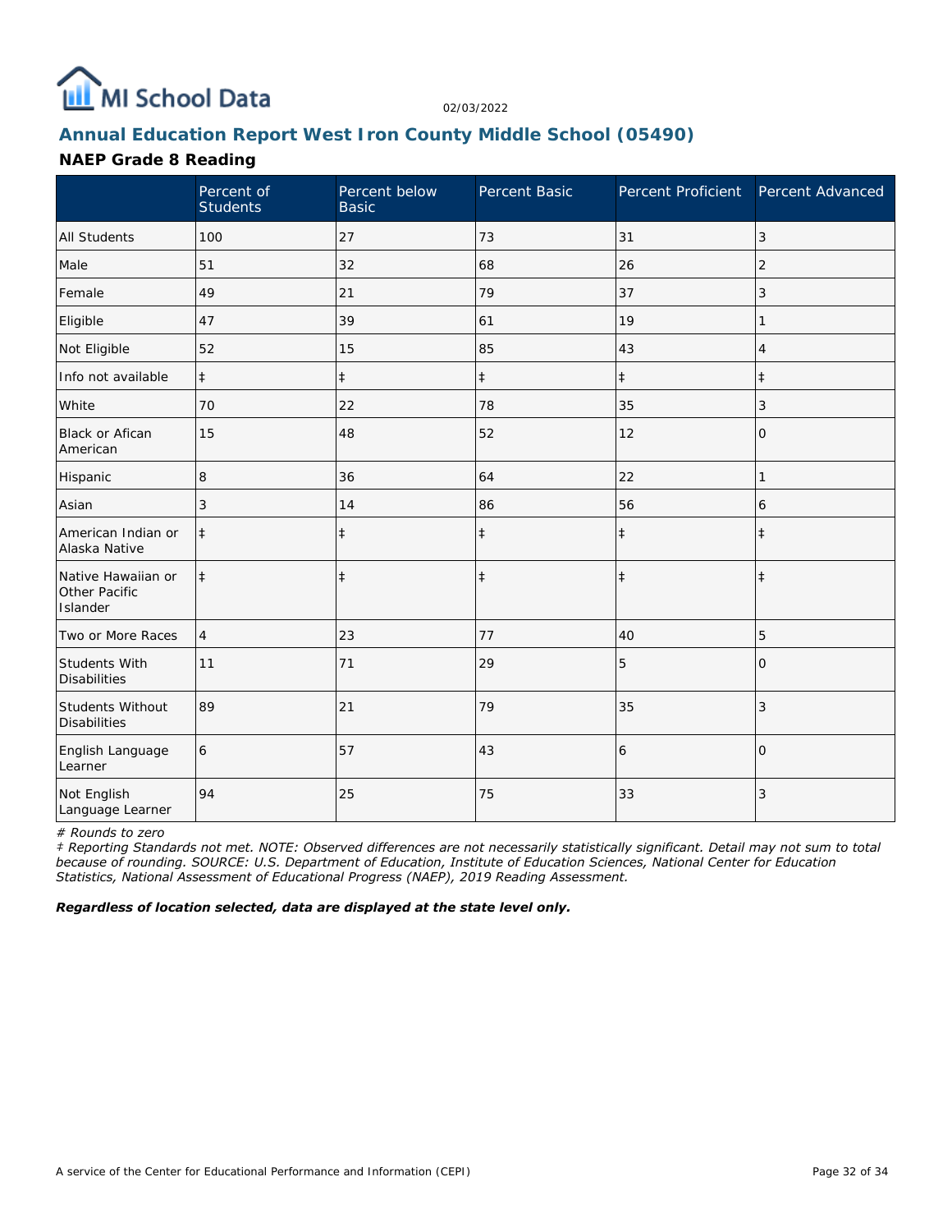MI School Data

02/03/2022

## Annual Education Report West Iron County Middle School (05490)

### NAEP Grade 8 Reading

| | Percent of Students | Percent below Basic | Percent Basic | Percent Proficient | Percent Advanced |
|---|---|---|---|---|---|
| All Students | 100 | 27 | 73 | 31 | 3 |
| Male | 51 | 32 | 68 | 26 | 2 |
| Female | 49 | 21 | 79 | 37 | 3 |
| Eligible | 47 | 39 | 61 | 19 | 1 |
| Not Eligible | 52 | 15 | 85 | 43 | 4 |
| Info not available | ‡ | ‡ | ‡ | ‡ | ‡ |
| White | 70 | 22 | 78 | 35 | 3 |
| Black or Afican American | 15 | 48 | 52 | 12 | 0 |
| Hispanic | 8 | 36 | 64 | 22 | 1 |
| Asian | 3 | 14 | 86 | 56 | 6 |
| American Indian or Alaska Native | ‡ | ‡ | ‡ | ‡ | ‡ |
| Native Hawaiian or Other Pacific Islander | ‡ | ‡ | ‡ | ‡ | ‡ |
| Two or More Races | 4 | 23 | 77 | 40 | 5 |
| Students With Disabilities | 11 | 71 | 29 | 5 | 0 |
| Students Without Disabilities | 89 | 21 | 79 | 35 | 3 |
| English Language Learner | 6 | 57 | 43 | 6 | 0 |
| Not English Language Learner | 94 | 25 | 75 | 33 | 3 |

*# Rounds to zero*

*‡ Reporting Standards not met. NOTE: Observed differences are not necessarily statistically significant. Detail may not sum to total because of rounding. SOURCE: U.S. Department of Education, Institute of Education Sciences, National Center for Education Statistics, National Assessment of Educational Progress (NAEP), 2019 Reading Assessment.*

***Regardless of location selected, data are displayed at the state level only.***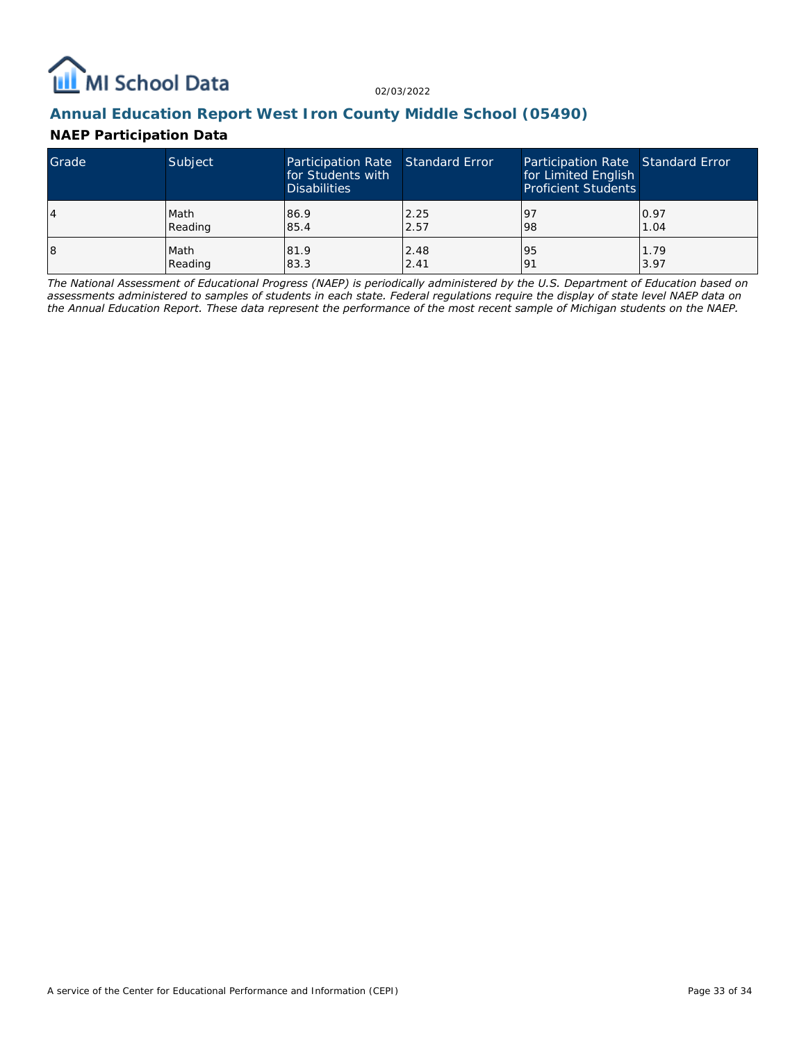## Annual Education Report West Iron County Middle School (05490)

### NAEP Participation Data

| Grade | Subject | Participation Rate for Students with Disabilities | Standard Error | Participation Rate for Limited English Proficient Students | Standard Error |
|---|---|---|---|---|---|
| 4 | Math<br>Reading | 86.9<br>85.4 | 2.25<br>2.57 | 97<br>98 | 0.97<br>1.04 |
| 8 | Math<br>Reading | 81.9<br>83.3 | 2.48<br>2.41 | 95<br>91 | 1.79<br>3.97 |

*The National Assessment of Educational Progress (NAEP) is periodically administered by the U.S. Department of Education based on assessments administered to samples of students in each state. Federal regulations require the display of state level NAEP data on the Annual Education Report. These data represent the performance of the most recent sample of Michigan students on the NAEP.*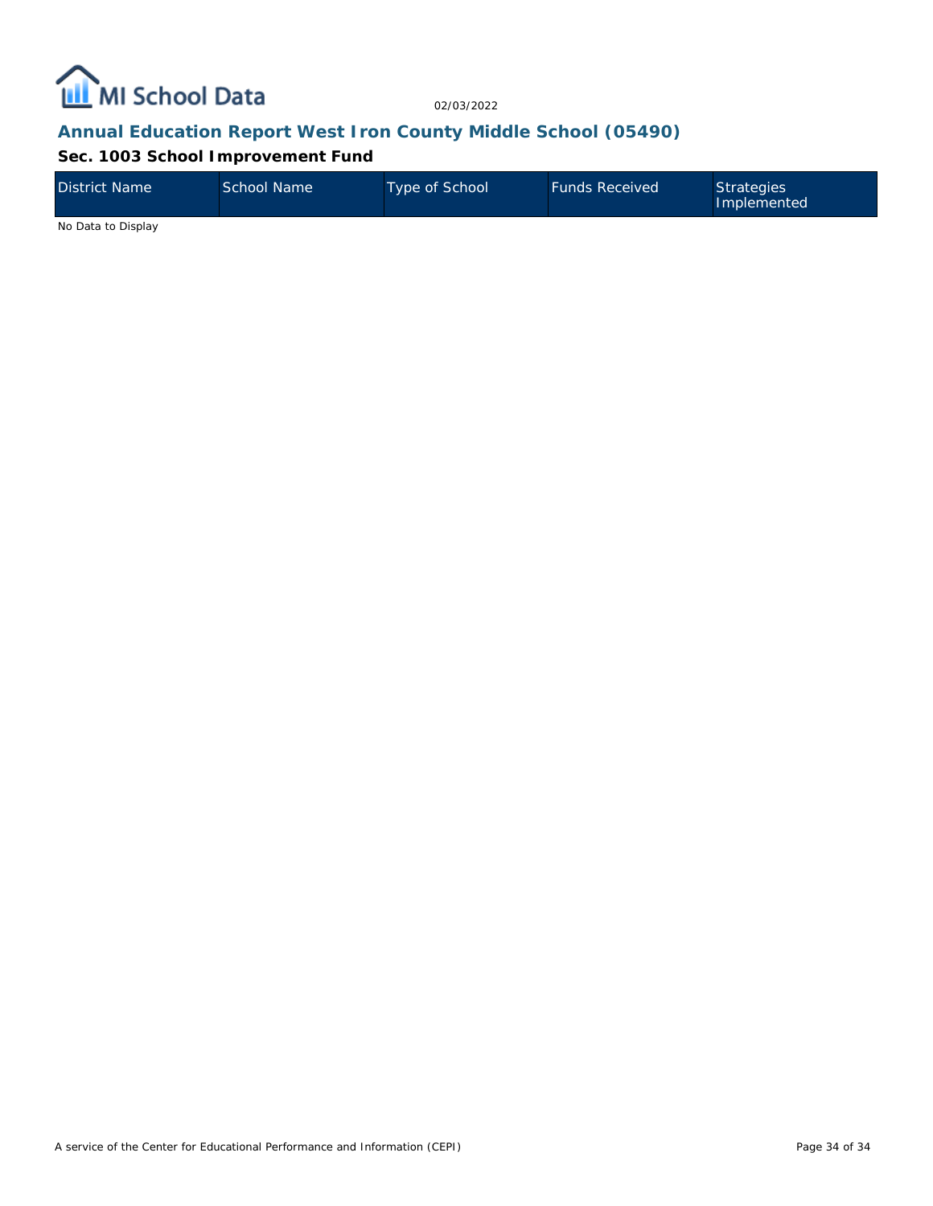## Annual Education Report West Iron County Middle School (05490)

### Sec. 1003 School Improvement Fund

| District Name | School Name | Type of School | Funds Received | Strategies Implemented |
|---|---|---|---|---|

No Data to Display